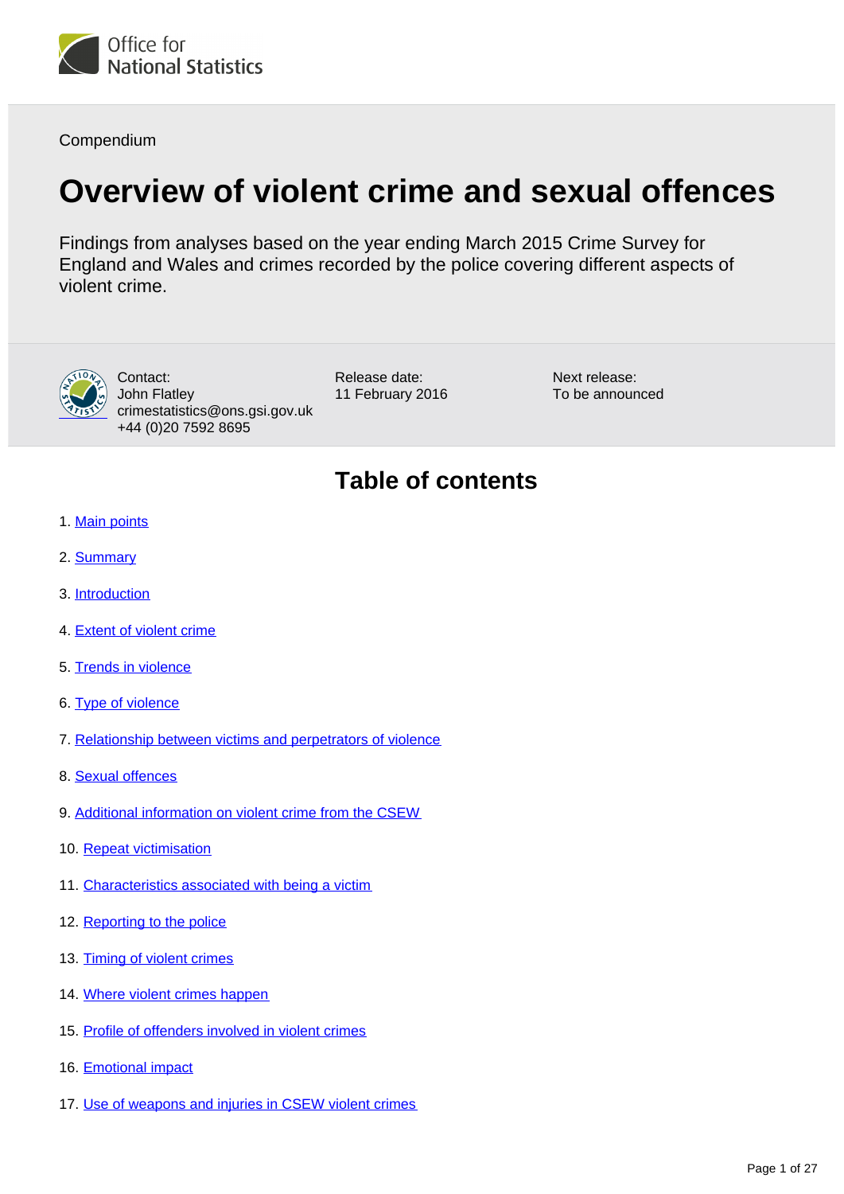Office for National Statistics

Compendium

# Overview of violent crime and sexual offences

Findings from analyses based on the year ending March 2015 Crime Survey for England and Wales and crimes recorded by the police covering different aspects of violent crime.

Contact:
John Flatley
crimestatistics@ons.gsi.gov.uk
+44 (0)20 7592 8695

Release date:
11 February 2016

Next release:
To be announced

## Table of contents

1. Main points
2. Summary
3. Introduction
4. Extent of violent crime
5. Trends in violence
6. Type of violence
7. Relationship between victims and perpetrators of violence
8. Sexual offences
9. Additional information on violent crime from the CSEW
10. Repeat victimisation
11. Characteristics associated with being a victim
12. Reporting to the police
13. Timing of violent crimes
14. Where violent crimes happen
15. Profile of offenders involved in violent crimes
16. Emotional impact
17. Use of weapons and injuries in CSEW violent crimes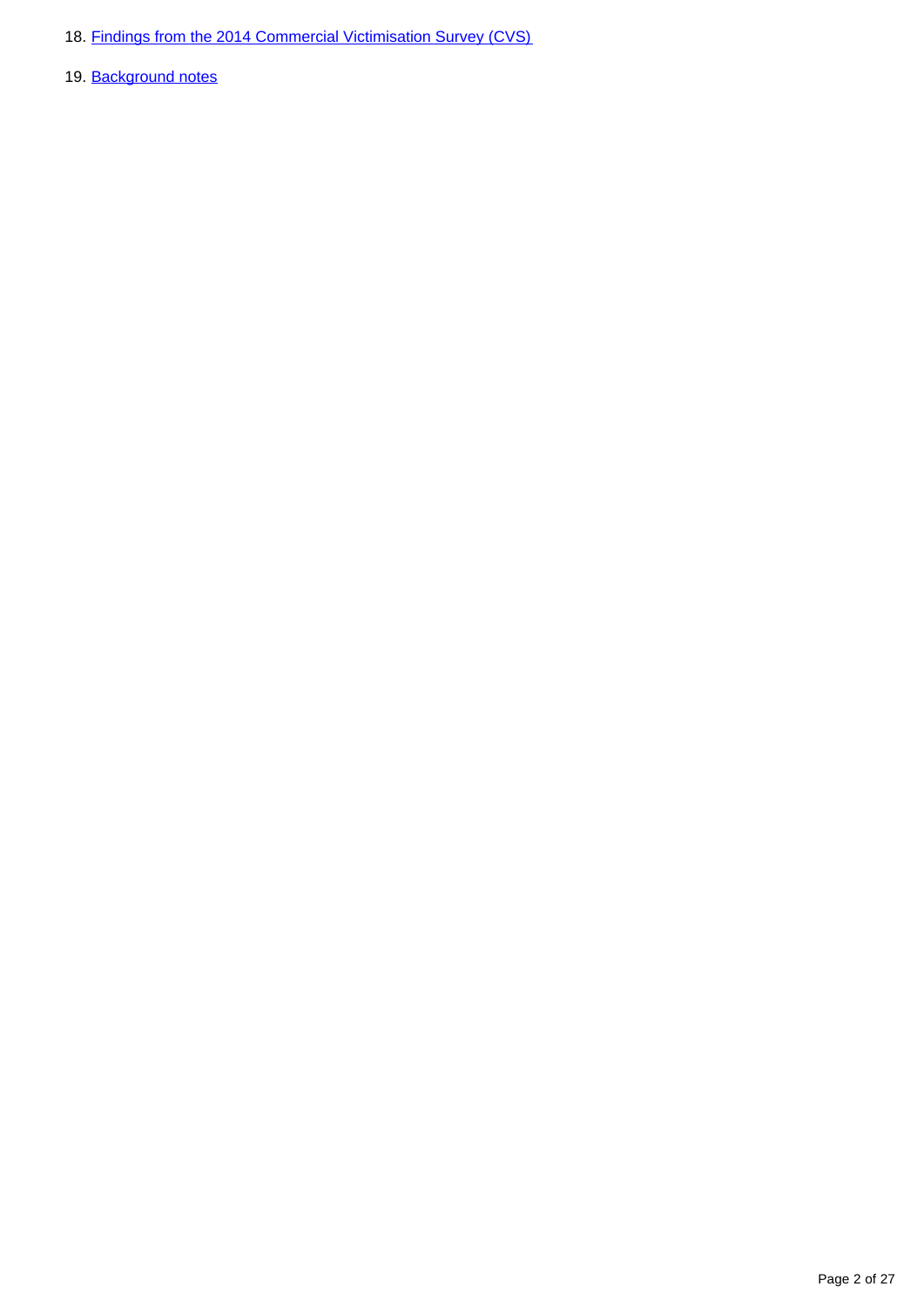18. Findings from the 2014 Commercial Victimisation Survey (CVS)

19. Background notes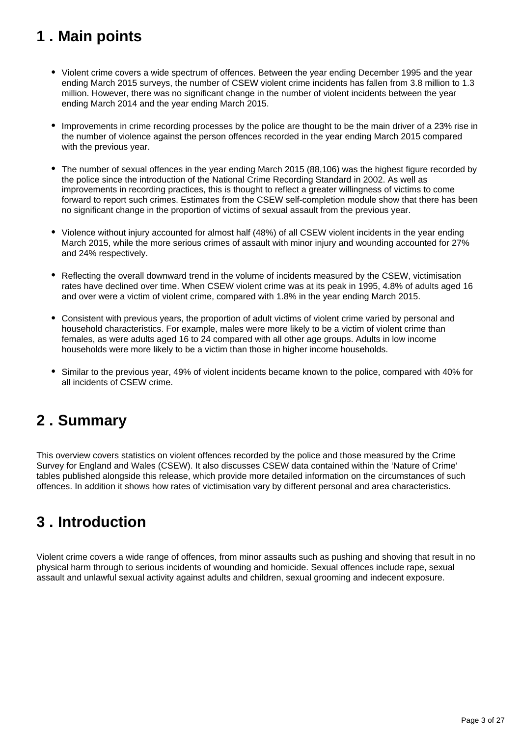## 1 . Main points

- Violent crime covers a wide spectrum of offences. Between the year ending December 1995 and the year ending March 2015 surveys, the number of CSEW violent crime incidents has fallen from 3.8 million to 1.3 million. However, there was no significant change in the number of violent incidents between the year ending March 2014 and the year ending March 2015.

- Improvements in crime recording processes by the police are thought to be the main driver of a 23% rise in the number of violence against the person offences recorded in the year ending March 2015 compared with the previous year.

- The number of sexual offences in the year ending March 2015 (88,106) was the highest figure recorded by the police since the introduction of the National Crime Recording Standard in 2002. As well as improvements in recording practices, this is thought to reflect a greater willingness of victims to come forward to report such crimes. Estimates from the CSEW self-completion module show that there has been no significant change in the proportion of victims of sexual assault from the previous year.

- Violence without injury accounted for almost half (48%) of all CSEW violent incidents in the year ending March 2015, while the more serious crimes of assault with minor injury and wounding accounted for 27% and 24% respectively.

- Reflecting the overall downward trend in the volume of incidents measured by the CSEW, victimisation rates have declined over time. When CSEW violent crime was at its peak in 1995, 4.8% of adults aged 16 and over were a victim of violent crime, compared with 1.8% in the year ending March 2015.

- Consistent with previous years, the proportion of adult victims of violent crime varied by personal and household characteristics. For example, males were more likely to be a victim of violent crime than females, as were adults aged 16 to 24 compared with all other age groups. Adults in low income households were more likely to be a victim than those in higher income households.

- Similar to the previous year, 49% of violent incidents became known to the police, compared with 40% for all incidents of CSEW crime.

## 2 . Summary

This overview covers statistics on violent offences recorded by the police and those measured by the Crime Survey for England and Wales (CSEW). It also discusses CSEW data contained within the 'Nature of Crime' tables published alongside this release, which provide more detailed information on the circumstances of such offences. In addition it shows how rates of victimisation vary by different personal and area characteristics.

## 3 . Introduction

Violent crime covers a wide range of offences, from minor assaults such as pushing and shoving that result in no physical harm through to serious incidents of wounding and homicide. Sexual offences include rape, sexual assault and unlawful sexual activity against adults and children, sexual grooming and indecent exposure.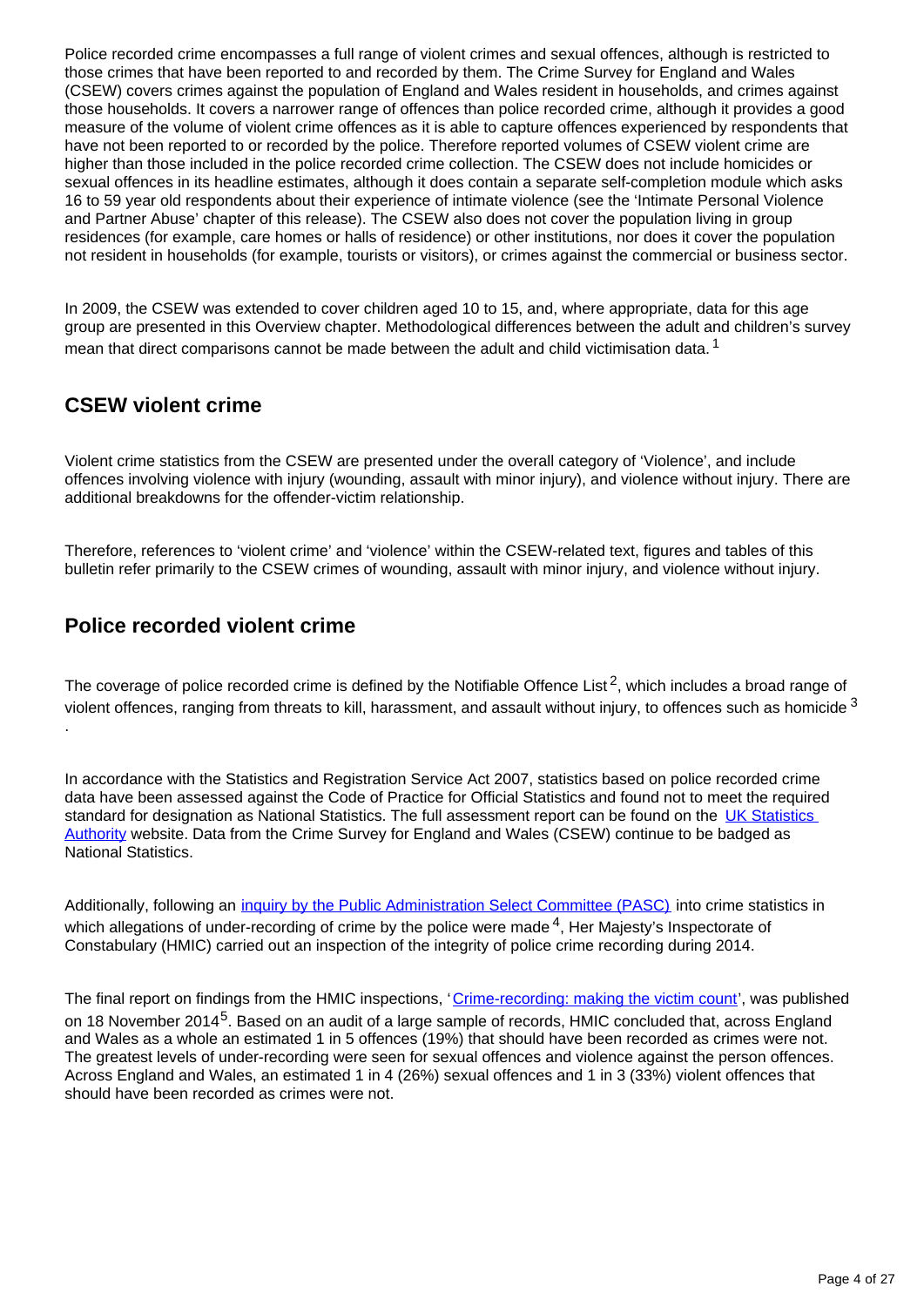Police recorded crime encompasses a full range of violent crimes and sexual offences, although is restricted to those crimes that have been reported to and recorded by them. The Crime Survey for England and Wales (CSEW) covers crimes against the population of England and Wales resident in households, and crimes against those households. It covers a narrower range of offences than police recorded crime, although it provides a good measure of the volume of violent crime offences as it is able to capture offences experienced by respondents that have not been reported to or recorded by the police. Therefore reported volumes of CSEW violent crime are higher than those included in the police recorded crime collection. The CSEW does not include homicides or sexual offences in its headline estimates, although it does contain a separate self-completion module which asks 16 to 59 year old respondents about their experience of intimate violence (see the 'Intimate Personal Violence and Partner Abuse' chapter of this release). The CSEW also does not cover the population living in group residences (for example, care homes or halls of residence) or other institutions, nor does it cover the population not resident in households (for example, tourists or visitors), or crimes against the commercial or business sector.

In 2009, the CSEW was extended to cover children aged 10 to 15, and, where appropriate, data for this age group are presented in this Overview chapter. Methodological differences between the adult and children's survey mean that direct comparisons cannot be made between the adult and child victimisation data.[1]

## CSEW violent crime

Violent crime statistics from the CSEW are presented under the overall category of 'Violence', and include offences involving violence with injury (wounding, assault with minor injury), and violence without injury. There are additional breakdowns for the offender-victim relationship.

Therefore, references to 'violent crime' and 'violence' within the CSEW-related text, figures and tables of this bulletin refer primarily to the CSEW crimes of wounding, assault with minor injury, and violence without injury.

## Police recorded violent crime

The coverage of police recorded crime is defined by the Notifiable Offence List[2], which includes a broad range of violent offences, ranging from threats to kill, harassment, and assault without injury, to offences such as homicide[3].

In accordance with the Statistics and Registration Service Act 2007, statistics based on police recorded crime data have been assessed against the Code of Practice for Official Statistics and found not to meet the required standard for designation as National Statistics. The full assessment report can be found on the UK Statistics Authority website. Data from the Crime Survey for England and Wales (CSEW) continue to be badged as National Statistics.

Additionally, following an inquiry by the Public Administration Select Committee (PASC) into crime statistics in which allegations of under-recording of crime by the police were made[4], Her Majesty's Inspectorate of Constabulary (HMIC) carried out an inspection of the integrity of police crime recording during 2014.

The final report on findings from the HMIC inspections, 'Crime-recording: making the victim count', was published on 18 November 2014[5]. Based on an audit of a large sample of records, HMIC concluded that, across England and Wales as a whole an estimated 1 in 5 offences (19%) that should have been recorded as crimes were not. The greatest levels of under-recording were seen for sexual offences and violence against the person offences. Across England and Wales, an estimated 1 in 4 (26%) sexual offences and 1 in 3 (33%) violent offences that should have been recorded as crimes were not.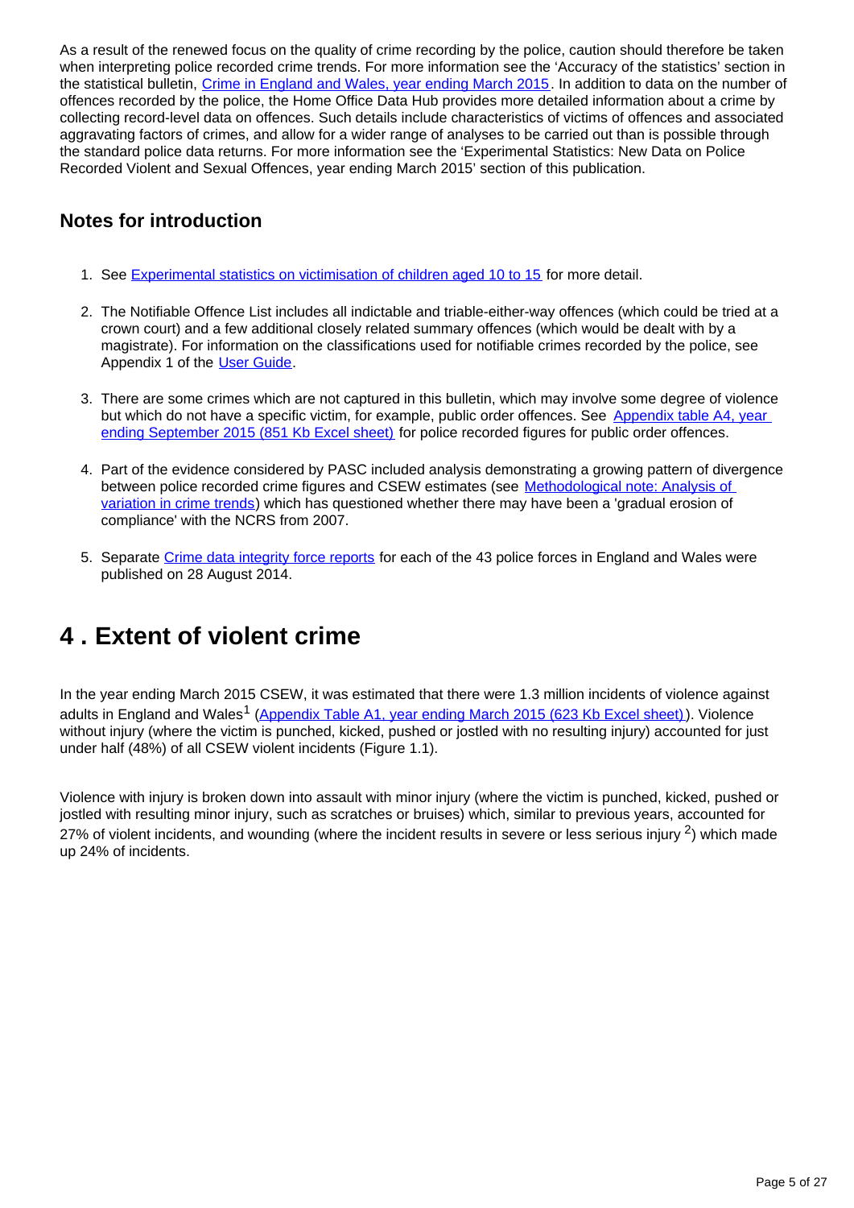As a result of the renewed focus on the quality of crime recording by the police, caution should therefore be taken when interpreting police recorded crime trends. For more information see the 'Accuracy of the statistics' section in the statistical bulletin, [Crime in England and Wales, year ending March 2015](). In addition to data on the number of offences recorded by the police, the Home Office Data Hub provides more detailed information about a crime by collecting record-level data on offences. Such details include characteristics of victims of offences and associated aggravating factors of crimes, and allow for a wider range of analyses to be carried out than is possible through the standard police data returns. For more information see the 'Experimental Statistics: New Data on Police Recorded Violent and Sexual Offences, year ending March 2015' section of this publication.

## Notes for introduction

1. See Experimental statistics on victimisation of children aged 10 to 15 for more detail.

2. The Notifiable Offence List includes all indictable and triable-either-way offences (which could be tried at a crown court) and a few additional closely related summary offences (which would be dealt with by a magistrate). For information on the classifications used for notifiable crimes recorded by the police, see Appendix 1 of the User Guide.

3. There are some crimes which are not captured in this bulletin, which may involve some degree of violence but which do not have a specific victim, for example, public order offences. See Appendix table A4, year ending September 2015 (851 Kb Excel sheet) for police recorded figures for public order offences.

4. Part of the evidence considered by PASC included analysis demonstrating a growing pattern of divergence between police recorded crime figures and CSEW estimates (see Methodological note: Analysis of variation in crime trends) which has questioned whether there may have been a 'gradual erosion of compliance' with the NCRS from 2007.

5. Separate Crime data integrity force reports for each of the 43 police forces in England and Wales were published on 28 August 2014.

# 4 . Extent of violent crime

In the year ending March 2015 CSEW, it was estimated that there were 1.3 million incidents of violence against adults in England and Wales[1] (Appendix Table A1, year ending March 2015 (623 Kb Excel sheet)). Violence without injury (where the victim is punched, kicked, pushed or jostled with no resulting injury) accounted for just under half (48%) of all CSEW violent incidents (Figure 1.1).

Violence with injury is broken down into assault with minor injury (where the victim is punched, kicked, pushed or jostled with resulting minor injury, such as scratches or bruises) which, similar to previous years, accounted for 27% of violent incidents, and wounding (where the incident results in severe or less serious injury [2]) which made up 24% of incidents.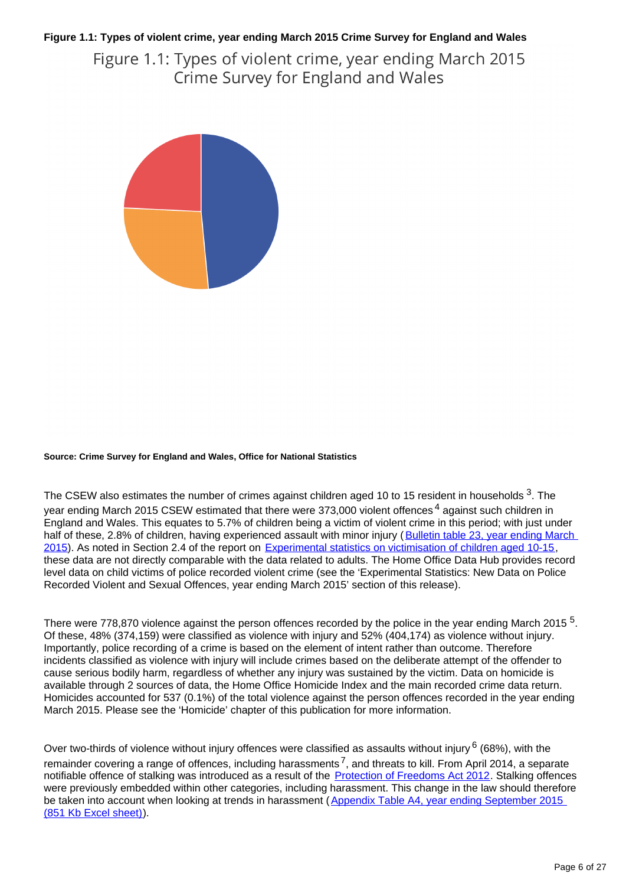**Figure 1.1: Types of violent crime, year ending March 2015 Crime Survey for England and Wales**

Figure 1.1: Types of violent crime, year ending March 2015 Crime Survey for England and Wales

**Source: Crime Survey for England and Wales, Office for National Statistics**

The CSEW also estimates the number of crimes against children aged 10 to 15 resident in households [3]. The year ending March 2015 CSEW estimated that there were 373,000 violent offences [4] against such children in England and Wales. This equates to 5.7% of children being a victim of violent crime in this period; with just under half of these, 2.8% of children, having experienced assault with minor injury (Bulletin table 23, year ending March 2015). As noted in Section 2.4 of the report on Experimental statistics on victimisation of children aged 10-15, these data are not directly comparable with the data related to adults. The Home Office Data Hub provides record level data on child victims of police recorded violent crime (see the 'Experimental Statistics: New Data on Police Recorded Violent and Sexual Offences, year ending March 2015' section of this release).

There were 778,870 violence against the person offences recorded by the police in the year ending March 2015 [5]. Of these, 48% (374,159) were classified as violence with injury and 52% (404,174) as violence without injury. Importantly, police recording of a crime is based on the element of intent rather than outcome. Therefore incidents classified as violence with injury will include crimes based on the deliberate attempt of the offender to cause serious bodily harm, regardless of whether any injury was sustained by the victim. Data on homicide is available through 2 sources of data, the Home Office Homicide Index and the main recorded crime data return. Homicides accounted for 537 (0.1%) of the total violence against the person offences recorded in the year ending March 2015. Please see the 'Homicide' chapter of this publication for more information.

Over two-thirds of violence without injury offences were classified as assaults without injury [6] (68%), with the remainder covering a range of offences, including harassments [7], and threats to kill. From April 2014, a separate notifiable offence of stalking was introduced as a result of the Protection of Freedoms Act 2012. Stalking offences were previously embedded within other categories, including harassment. This change in the law should therefore be taken into account when looking at trends in harassment (Appendix Table A4, year ending September 2015 (851 Kb Excel sheet)).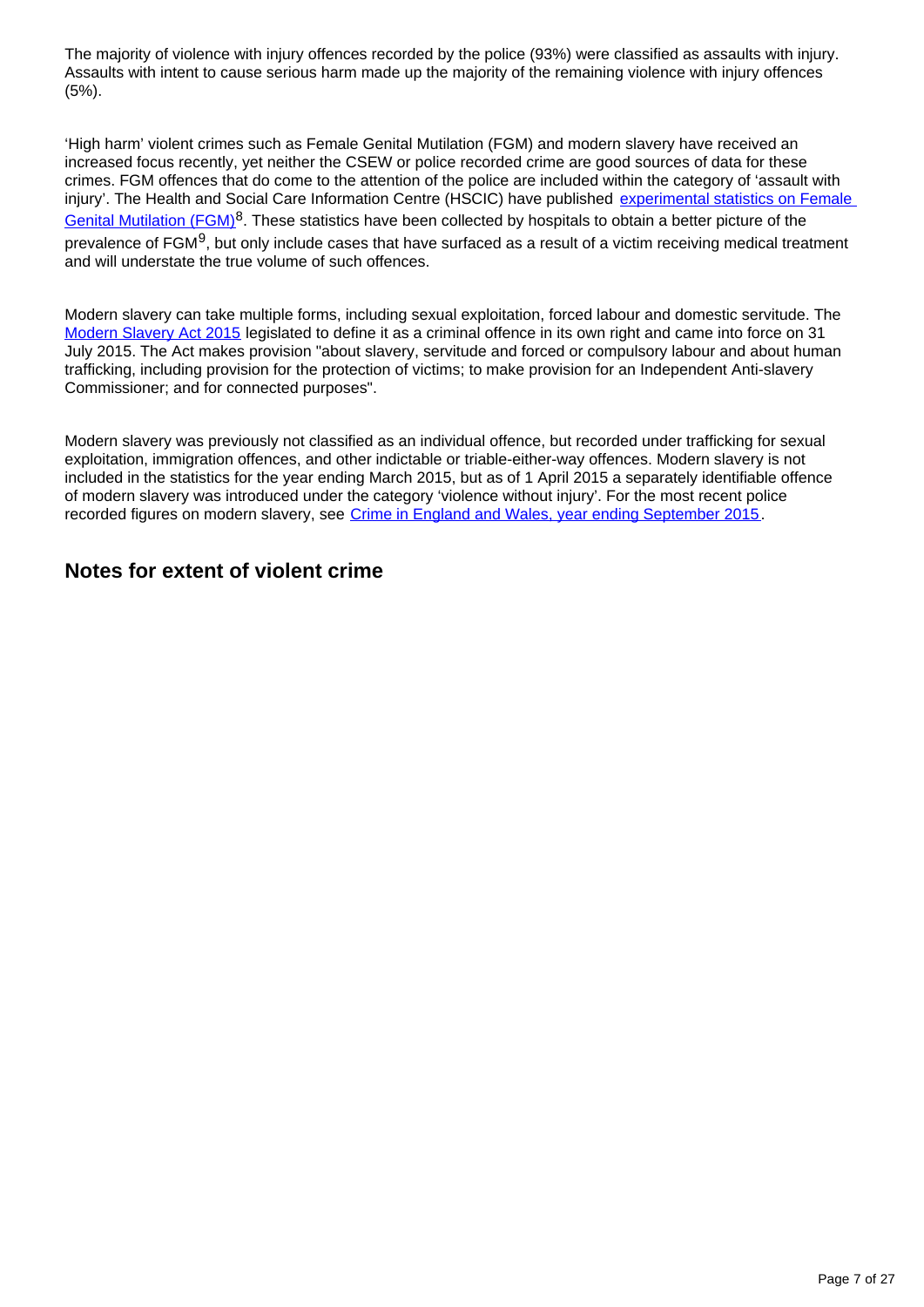The majority of violence with injury offences recorded by the police (93%) were classified as assaults with injury. Assaults with intent to cause serious harm made up the majority of the remaining violence with injury offences (5%).

'High harm' violent crimes such as Female Genital Mutilation (FGM) and modern slavery have received an increased focus recently, yet neither the CSEW or police recorded crime are good sources of data for these crimes. FGM offences that do come to the attention of the police are included within the category of 'assault with injury'. The Health and Social Care Information Centre (HSCIC) have published [experimental statistics on Female Genital Mutilation (FGM)][8]. These statistics have been collected by hospitals to obtain a better picture of the prevalence of FGM[9], but only include cases that have surfaced as a result of a victim receiving medical treatment and will understate the true volume of such offences.

Modern slavery can take multiple forms, including sexual exploitation, forced labour and domestic servitude. The [Modern Slavery Act 2015] legislated to define it as a criminal offence in its own right and came into force on 31 July 2015. The Act makes provision "about slavery, servitude and forced or compulsory labour and about human trafficking, including provision for the protection of victims; to make provision for an Independent Anti-slavery Commissioner; and for connected purposes".

Modern slavery was previously not classified as an individual offence, but recorded under trafficking for sexual exploitation, immigration offences, and other indictable or triable-either-way offences. Modern slavery is not included in the statistics for the year ending March 2015, but as of 1 April 2015 a separately identifiable offence of modern slavery was introduced under the category 'violence without injury'. For the most recent police recorded figures on modern slavery, see [Crime in England and Wales, year ending September 2015].

## Notes for extent of violent crime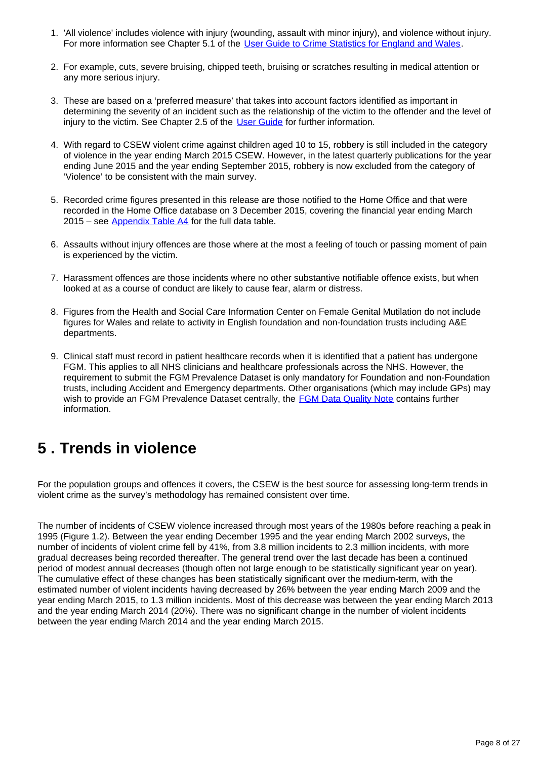1. 'All violence' includes violence with injury (wounding, assault with minor injury), and violence without injury. For more information see Chapter 5.1 of the User Guide to Crime Statistics for England and Wales.

2. For example, cuts, severe bruising, chipped teeth, bruising or scratches resulting in medical attention or any more serious injury.

3. These are based on a 'preferred measure' that takes into account factors identified as important in determining the severity of an incident such as the relationship of the victim to the offender and the level of injury to the victim. See Chapter 2.5 of the User Guide for further information.

4. With regard to CSEW violent crime against children aged 10 to 15, robbery is still included in the category of violence in the year ending March 2015 CSEW. However, in the latest quarterly publications for the year ending June 2015 and the year ending September 2015, robbery is now excluded from the category of 'Violence' to be consistent with the main survey.

5. Recorded crime figures presented in this release are those notified to the Home Office and that were recorded in the Home Office database on 3 December 2015, covering the financial year ending March 2015 – see Appendix Table A4 for the full data table.

6. Assaults without injury offences are those where at the most a feeling of touch or passing moment of pain is experienced by the victim.

7. Harassment offences are those incidents where no other substantive notifiable offence exists, but when looked at as a course of conduct are likely to cause fear, alarm or distress.

8. Figures from the Health and Social Care Information Center on Female Genital Mutilation do not include figures for Wales and relate to activity in English foundation and non-foundation trusts including A&E departments.

9. Clinical staff must record in patient healthcare records when it is identified that a patient has undergone FGM. This applies to all NHS clinicians and healthcare professionals across the NHS. However, the requirement to submit the FGM Prevalence Dataset is only mandatory for Foundation and non-Foundation trusts, including Accident and Emergency departments. Other organisations (which may include GPs) may wish to provide an FGM Prevalence Dataset centrally, the FGM Data Quality Note contains further information.

# 5 . Trends in violence

For the population groups and offences it covers, the CSEW is the best source for assessing long-term trends in violent crime as the survey's methodology has remained consistent over time.

The number of incidents of CSEW violence increased through most years of the 1980s before reaching a peak in 1995 (Figure 1.2). Between the year ending December 1995 and the year ending March 2002 surveys, the number of incidents of violent crime fell by 41%, from 3.8 million incidents to 2.3 million incidents, with more gradual decreases being recorded thereafter. The general trend over the last decade has been a continued period of modest annual decreases (though often not large enough to be statistically significant year on year). The cumulative effect of these changes has been statistically significant over the medium-term, with the estimated number of violent incidents having decreased by 26% between the year ending March 2009 and the year ending March 2015, to 1.3 million incidents. Most of this decrease was between the year ending March 2013 and the year ending March 2014 (20%). There was no significant change in the number of violent incidents between the year ending March 2014 and the year ending March 2015.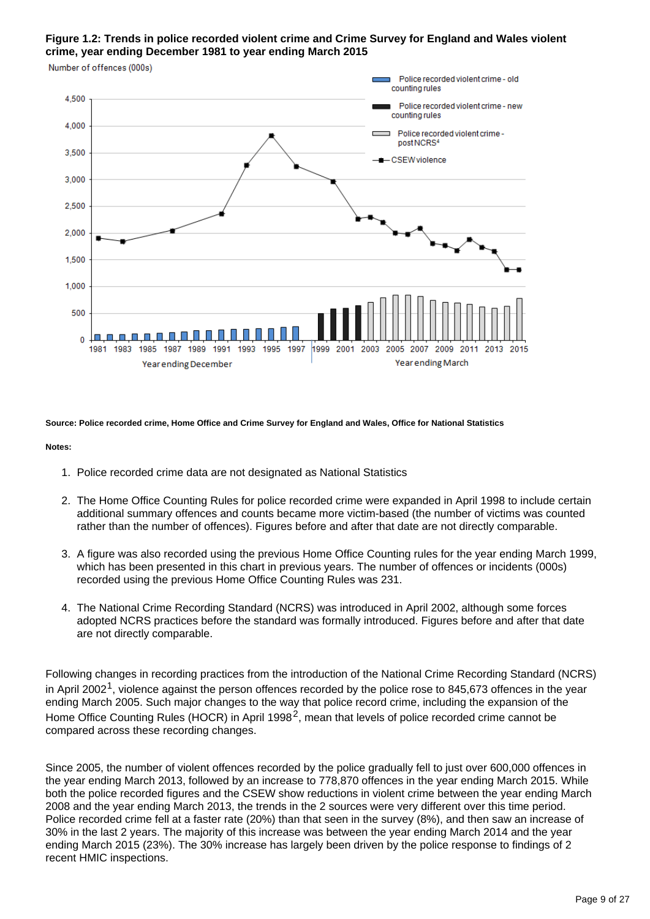**Figure 1.2: Trends in police recorded violent crime and Crime Survey for England and Wales violent crime, year ending December 1981 to year ending March 2015**

Source: Police recorded crime, Home Office and Crime Survey for England and Wales, Office for National Statistics

**Notes:**

1. Police recorded crime data are not designated as National Statistics
2. The Home Office Counting Rules for police recorded crime were expanded in April 1998 to include certain additional summary offences and counts became more victim-based (the number of victims was counted rather than the number of offences). Figures before and after that date are not directly comparable.
3. A figure was also recorded using the previous Home Office Counting rules for the year ending March 1999, which has been presented in this chart in previous years. The number of offences or incidents (000s) recorded using the previous Home Office Counting Rules was 231.
4. The National Crime Recording Standard (NCRS) was introduced in April 2002, although some forces adopted NCRS practices before the standard was formally introduced. Figures before and after that date are not directly comparable.

Following changes in recording practices from the introduction of the National Crime Recording Standard (NCRS) in April 2002[1], violence against the person offences recorded by the police rose to 845,673 offences in the year ending March 2005. Such major changes to the way that police record crime, including the expansion of the Home Office Counting Rules (HOCR) in April 1998[2], mean that levels of police recorded crime cannot be compared across these recording changes.

Since 2005, the number of violent offences recorded by the police gradually fell to just over 600,000 offences in the year ending March 2013, followed by an increase to 778,870 offences in the year ending March 2015. While both the police recorded figures and the CSEW show reductions in violent crime between the year ending March 2008 and the year ending March 2013, the trends in the 2 sources were very different over this time period. Police recorded crime fell at a faster rate (20%) than that seen in the survey (8%), and then saw an increase of 30% in the last 2 years. The majority of this increase was between the year ending March 2014 and the year ending March 2015 (23%). The 30% increase has largely been driven by the police response to findings of 2 recent HMIC inspections.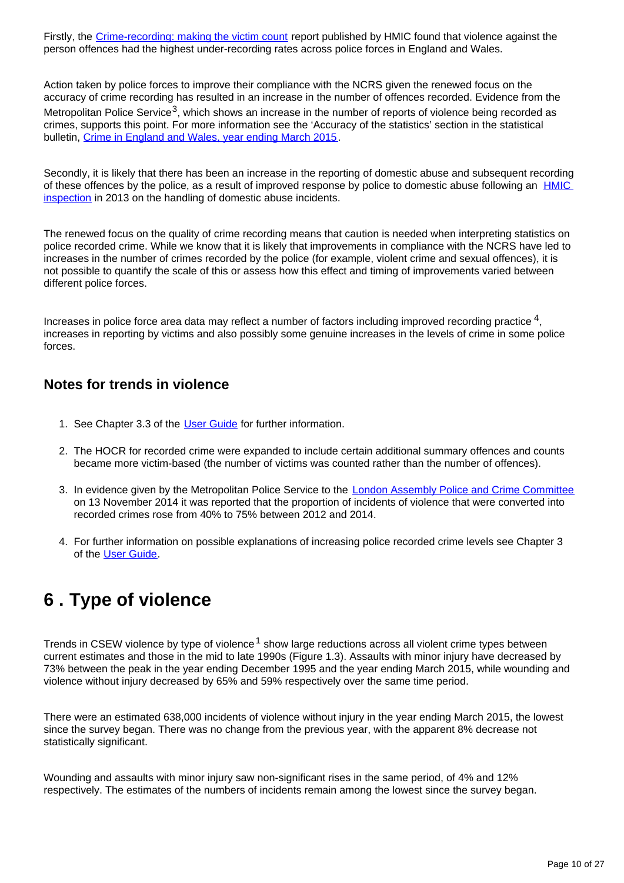Firstly, the Crime-recording: making the victim count report published by HMIC found that violence against the person offences had the highest under-recording rates across police forces in England and Wales.

Action taken by police forces to improve their compliance with the NCRS given the renewed focus on the accuracy of crime recording has resulted in an increase in the number of offences recorded. Evidence from the Metropolitan Police Service[3], which shows an increase in the number of reports of violence being recorded as crimes, supports this point. For more information see the 'Accuracy of the statistics' section in the statistical bulletin, Crime in England and Wales, year ending March 2015.

Secondly, it is likely that there has been an increase in the reporting of domestic abuse and subsequent recording of these offences by the police, as a result of improved response by police to domestic abuse following an HMIC inspection in 2013 on the handling of domestic abuse incidents.

The renewed focus on the quality of crime recording means that caution is needed when interpreting statistics on police recorded crime. While we know that it is likely that improvements in compliance with the NCRS have led to increases in the number of crimes recorded by the police (for example, violent crime and sexual offences), it is not possible to quantify the scale of this or assess how this effect and timing of improvements varied between different police forces.

Increases in police force area data may reflect a number of factors including improved recording practice [4], increases in reporting by victims and also possibly some genuine increases in the levels of crime in some police forces.

### Notes for trends in violence

1. See Chapter 3.3 of the User Guide for further information.
2. The HOCR for recorded crime were expanded to include certain additional summary offences and counts became more victim-based (the number of victims was counted rather than the number of offences).
3. In evidence given by the Metropolitan Police Service to the London Assembly Police and Crime Committee on 13 November 2014 it was reported that the proportion of incidents of violence that were converted into recorded crimes rose from 40% to 75% between 2012 and 2014.
4. For further information on possible explanations of increasing police recorded crime levels see Chapter 3 of the User Guide.

## 6 . Type of violence

Trends in CSEW violence by type of violence[1] show large reductions across all violent crime types between current estimates and those in the mid to late 1990s (Figure 1.3). Assaults with minor injury have decreased by 73% between the peak in the year ending December 1995 and the year ending March 2015, while wounding and violence without injury decreased by 65% and 59% respectively over the same time period.

There were an estimated 638,000 incidents of violence without injury in the year ending March 2015, the lowest since the survey began. There was no change from the previous year, with the apparent 8% decrease not statistically significant.

Wounding and assaults with minor injury saw non-significant rises in the same period, of 4% and 12% respectively. The estimates of the numbers of incidents remain among the lowest since the survey began.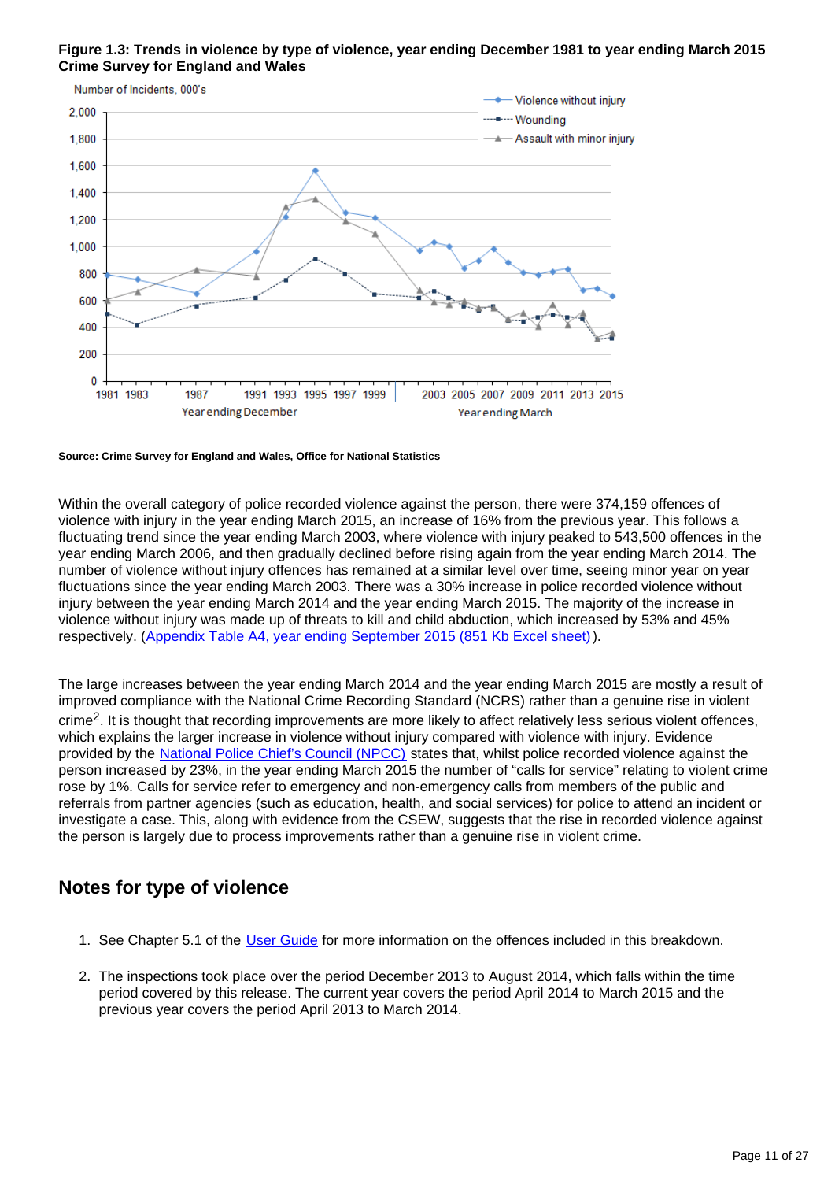**Figure 1.3: Trends in violence by type of violence, year ending December 1981 to year ending March 2015 Crime Survey for England and Wales**

**Source: Crime Survey for England and Wales, Office for National Statistics**

Within the overall category of police recorded violence against the person, there were 374,159 offences of violence with injury in the year ending March 2015, an increase of 16% from the previous year. This follows a fluctuating trend since the year ending March 2003, where violence with injury peaked to 543,500 offences in the year ending March 2006, and then gradually declined before rising again from the year ending March 2014. The number of violence without injury offences has remained at a similar level over time, seeing minor year on year fluctuations since the year ending March 2003. There was a 30% increase in police recorded violence without injury between the year ending March 2014 and the year ending March 2015. The majority of the increase in violence without injury was made up of threats to kill and child abduction, which increased by 53% and 45% respectively. (Appendix Table A4, year ending September 2015 (851 Kb Excel sheet)).

The large increases between the year ending March 2014 and the year ending March 2015 are mostly a result of improved compliance with the National Crime Recording Standard (NCRS) rather than a genuine rise in violent crime[2]. It is thought that recording improvements are more likely to affect relatively less serious violent offences, which explains the larger increase in violence without injury compared with violence with injury. Evidence provided by the National Police Chief's Council (NPCC) states that, whilst police recorded violence against the person increased by 23%, in the year ending March 2015 the number of "calls for service" relating to violent crime rose by 1%. Calls for service refer to emergency and non-emergency calls from members of the public and referrals from partner agencies (such as education, health, and social services) for police to attend an incident or investigate a case. This, along with evidence from the CSEW, suggests that the rise in recorded violence against the person is largely due to process improvements rather than a genuine rise in violent crime.

## Notes for type of violence

1. See Chapter 5.1 of the User Guide for more information on the offences included in this breakdown.
2. The inspections took place over the period December 2013 to August 2014, which falls within the time period covered by this release. The current year covers the period April 2014 to March 2015 and the previous year covers the period April 2013 to March 2014.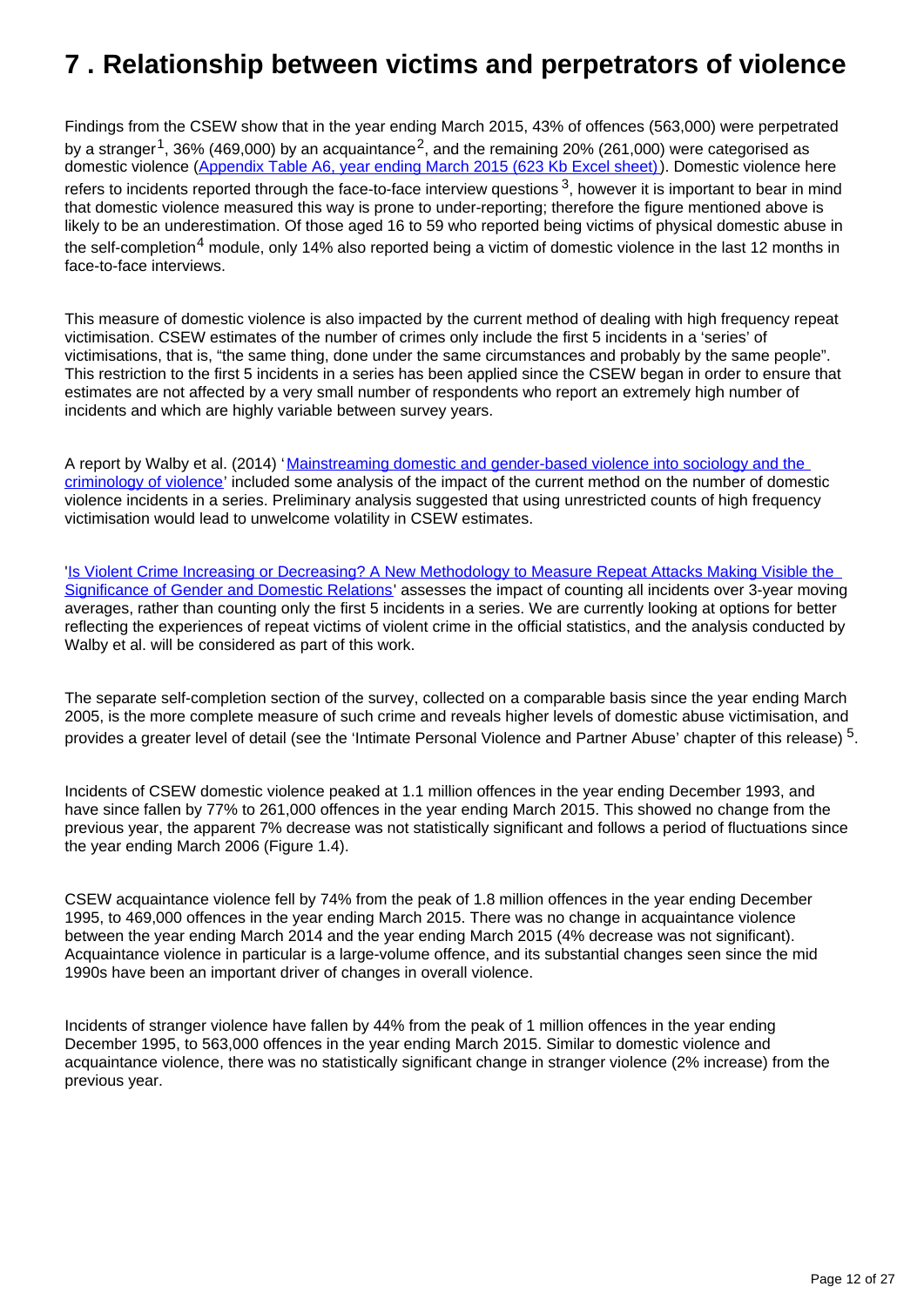# 7 . Relationship between victims and perpetrators of violence

Findings from the CSEW show that in the year ending March 2015, 43% of offences (563,000) were perpetrated by a stranger[1], 36% (469,000) by an acquaintance[2], and the remaining 20% (261,000) were categorised as domestic violence (Appendix Table A6, year ending March 2015 (623 Kb Excel sheet)). Domestic violence here refers to incidents reported through the face-to-face interview questions [3], however it is important to bear in mind that domestic violence measured this way is prone to under-reporting; therefore the figure mentioned above is likely to be an underestimation. Of those aged 16 to 59 who reported being victims of physical domestic abuse in the self-completion[4] module, only 14% also reported being a victim of domestic violence in the last 12 months in face-to-face interviews.

This measure of domestic violence is also impacted by the current method of dealing with high frequency repeat victimisation. CSEW estimates of the number of crimes only include the first 5 incidents in a 'series' of victimisations, that is, "the same thing, done under the same circumstances and probably by the same people". This restriction to the first 5 incidents in a series has been applied since the CSEW began in order to ensure that estimates are not affected by a very small number of respondents who report an extremely high number of incidents and which are highly variable between survey years.

A report by Walby et al. (2014) 'Mainstreaming domestic and gender-based violence into sociology and the criminology of violence' included some analysis of the impact of the current method on the number of domestic violence incidents in a series. Preliminary analysis suggested that using unrestricted counts of high frequency victimisation would lead to unwelcome volatility in CSEW estimates.

'Is Violent Crime Increasing or Decreasing? A New Methodology to Measure Repeat Attacks Making Visible the Significance of Gender and Domestic Relations' assesses the impact of counting all incidents over 3-year moving averages, rather than counting only the first 5 incidents in a series. We are currently looking at options for better reflecting the experiences of repeat victims of violent crime in the official statistics, and the analysis conducted by Walby et al. will be considered as part of this work.

The separate self-completion section of the survey, collected on a comparable basis since the year ending March 2005, is the more complete measure of such crime and reveals higher levels of domestic abuse victimisation, and provides a greater level of detail (see the 'Intimate Personal Violence and Partner Abuse' chapter of this release) [5].

Incidents of CSEW domestic violence peaked at 1.1 million offences in the year ending December 1993, and have since fallen by 77% to 261,000 offences in the year ending March 2015. This showed no change from the previous year, the apparent 7% decrease was not statistically significant and follows a period of fluctuations since the year ending March 2006 (Figure 1.4).

CSEW acquaintance violence fell by 74% from the peak of 1.8 million offences in the year ending December 1995, to 469,000 offences in the year ending March 2015. There was no change in acquaintance violence between the year ending March 2014 and the year ending March 2015 (4% decrease was not significant). Acquaintance violence in particular is a large-volume offence, and its substantial changes seen since the mid 1990s have been an important driver of changes in overall violence.

Incidents of stranger violence have fallen by 44% from the peak of 1 million offences in the year ending December 1995, to 563,000 offences in the year ending March 2015. Similar to domestic violence and acquaintance violence, there was no statistically significant change in stranger violence (2% increase) from the previous year.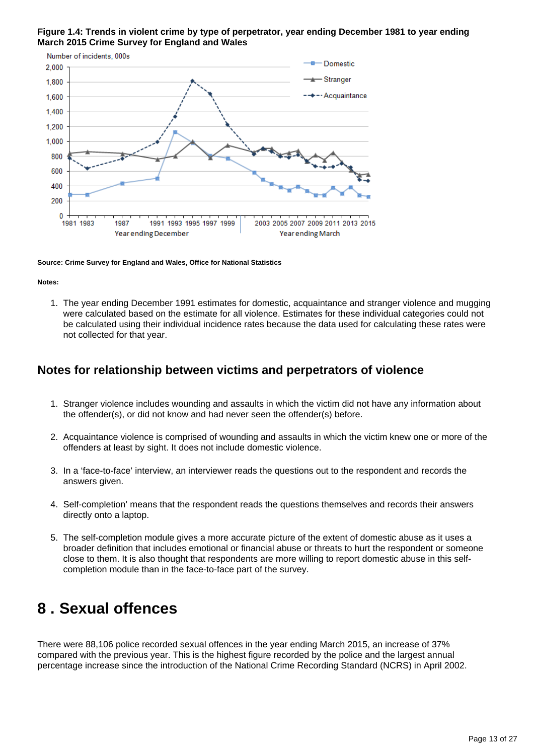**Figure 1.4: Trends in violent crime by type of perpetrator, year ending December 1981 to year ending March 2015 Crime Survey for England and Wales**

**Source: Crime Survey for England and Wales, Office for National Statistics**

**Notes:**

1. The year ending December 1991 estimates for domestic, acquaintance and stranger violence and mugging were calculated based on the estimate for all violence. Estimates for these individual categories could not be calculated using their individual incidence rates because the data used for calculating these rates were not collected for that year.

## Notes for relationship between victims and perpetrators of violence

1. Stranger violence includes wounding and assaults in which the victim did not have any information about the offender(s), or did not know and had never seen the offender(s) before.
2. Acquaintance violence is comprised of wounding and assaults in which the victim knew one or more of the offenders at least by sight. It does not include domestic violence.
3. In a ‘face-to-face’ interview, an interviewer reads the questions out to the respondent and records the answers given.
4. Self-completion’ means that the respondent reads the questions themselves and records their answers directly onto a laptop.
5. The self-completion module gives a more accurate picture of the extent of domestic abuse as it uses a broader definition that includes emotional or financial abuse or threats to hurt the respondent or someone close to them. It is also thought that respondents are more willing to report domestic abuse in this self-completion module than in the face-to-face part of the survey.

# 8 . Sexual offences

There were 88,106 police recorded sexual offences in the year ending March 2015, an increase of 37% compared with the previous year. This is the highest figure recorded by the police and the largest annual percentage increase since the introduction of the National Crime Recording Standard (NCRS) in April 2002.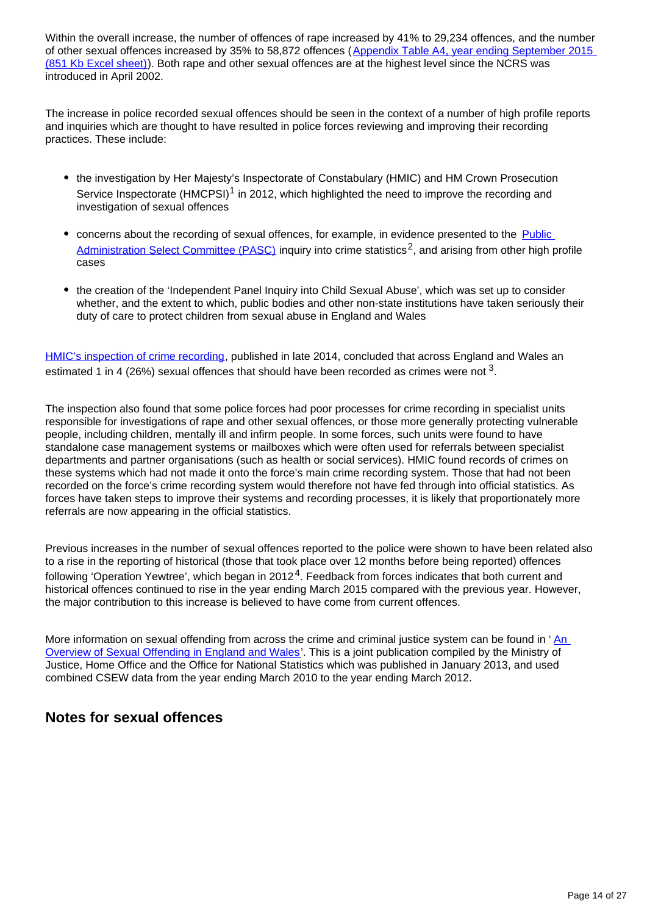Within the overall increase, the number of offences of rape increased by 41% to 29,234 offences, and the number of other sexual offences increased by 35% to 58,872 offences (Appendix Table A4, year ending September 2015 (851 Kb Excel sheet)). Both rape and other sexual offences are at the highest level since the NCRS was introduced in April 2002.

The increase in police recorded sexual offences should be seen in the context of a number of high profile reports and inquiries which are thought to have resulted in police forces reviewing and improving their recording practices. These include:

- the investigation by Her Majesty's Inspectorate of Constabulary (HMIC) and HM Crown Prosecution Service Inspectorate (HMCPSI)[1] in 2012, which highlighted the need to improve the recording and investigation of sexual offences
- concerns about the recording of sexual offences, for example, in evidence presented to the Public Administration Select Committee (PASC) inquiry into crime statistics[2], and arising from other high profile cases
- the creation of the 'Independent Panel Inquiry into Child Sexual Abuse', which was set up to consider whether, and the extent to which, public bodies and other non-state institutions have taken seriously their duty of care to protect children from sexual abuse in England and Wales

HMIC's inspection of crime recording, published in late 2014, concluded that across England and Wales an estimated 1 in 4 (26%) sexual offences that should have been recorded as crimes were not [3].

The inspection also found that some police forces had poor processes for crime recording in specialist units responsible for investigations of rape and other sexual offences, or those more generally protecting vulnerable people, including children, mentally ill and infirm people. In some forces, such units were found to have standalone case management systems or mailboxes which were often used for referrals between specialist departments and partner organisations (such as health or social services). HMIC found records of crimes on these systems which had not made it onto the force's main crime recording system. Those that had not been recorded on the force's crime recording system would therefore not have fed through into official statistics. As forces have taken steps to improve their systems and recording processes, it is likely that proportionately more referrals are now appearing in the official statistics.

Previous increases in the number of sexual offences reported to the police were shown to have been related also to a rise in the reporting of historical (those that took place over 12 months before being reported) offences following 'Operation Yewtree', which began in 2012[4]. Feedback from forces indicates that both current and historical offences continued to rise in the year ending March 2015 compared with the previous year. However, the major contribution to this increase is believed to have come from current offences.

More information on sexual offending from across the crime and criminal justice system can be found in 'An Overview of Sexual Offending in England and Wales'. This is a joint publication compiled by the Ministry of Justice, Home Office and the Office for National Statistics which was published in January 2013, and used combined CSEW data from the year ending March 2010 to the year ending March 2012.

## Notes for sexual offences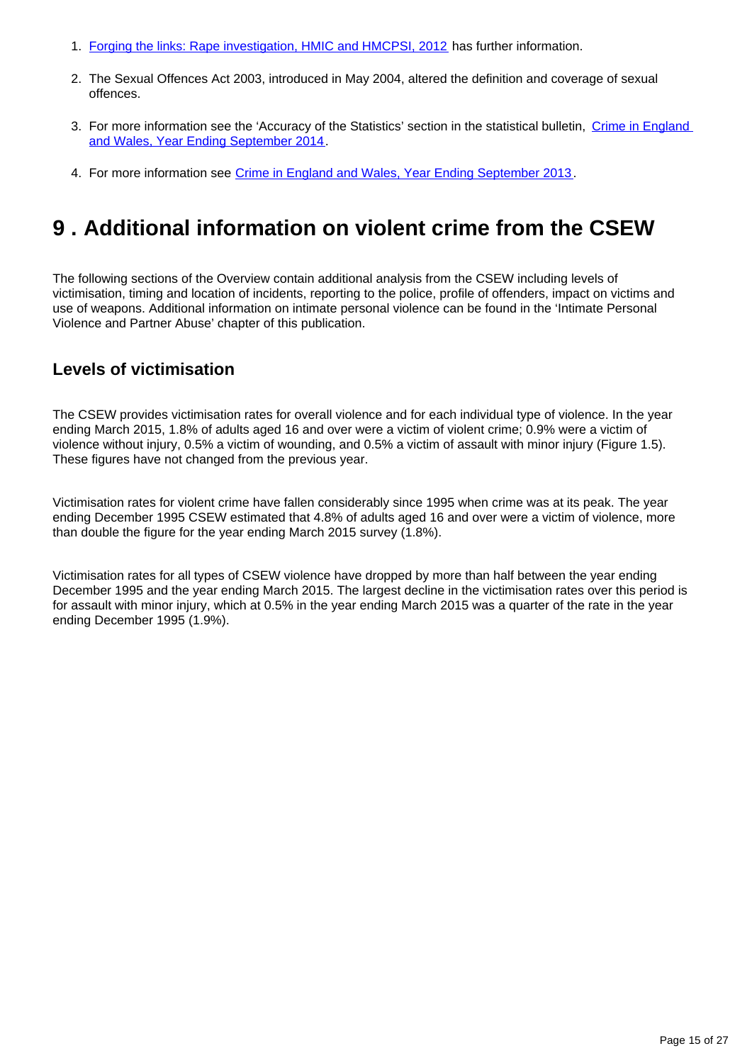1. Forging the links: Rape investigation, HMIC and HMCPSI, 2012 has further information.

2. The Sexual Offences Act 2003, introduced in May 2004, altered the definition and coverage of sexual offences.

3. For more information see the 'Accuracy of the Statistics' section in the statistical bulletin, Crime in England and Wales, Year Ending September 2014.

4. For more information see Crime in England and Wales, Year Ending September 2013.

# 9 . Additional information on violent crime from the CSEW

The following sections of the Overview contain additional analysis from the CSEW including levels of victimisation, timing and location of incidents, reporting to the police, profile of offenders, impact on victims and use of weapons. Additional information on intimate personal violence can be found in the 'Intimate Personal Violence and Partner Abuse' chapter of this publication.

## Levels of victimisation

The CSEW provides victimisation rates for overall violence and for each individual type of violence. In the year ending March 2015, 1.8% of adults aged 16 and over were a victim of violent crime; 0.9% were a victim of violence without injury, 0.5% a victim of wounding, and 0.5% a victim of assault with minor injury (Figure 1.5). These figures have not changed from the previous year.

Victimisation rates for violent crime have fallen considerably since 1995 when crime was at its peak. The year ending December 1995 CSEW estimated that 4.8% of adults aged 16 and over were a victim of violence, more than double the figure for the year ending March 2015 survey (1.8%).

Victimisation rates for all types of CSEW violence have dropped by more than half between the year ending December 1995 and the year ending March 2015. The largest decline in the victimisation rates over this period is for assault with minor injury, which at 0.5% in the year ending March 2015 was a quarter of the rate in the year ending December 1995 (1.9%).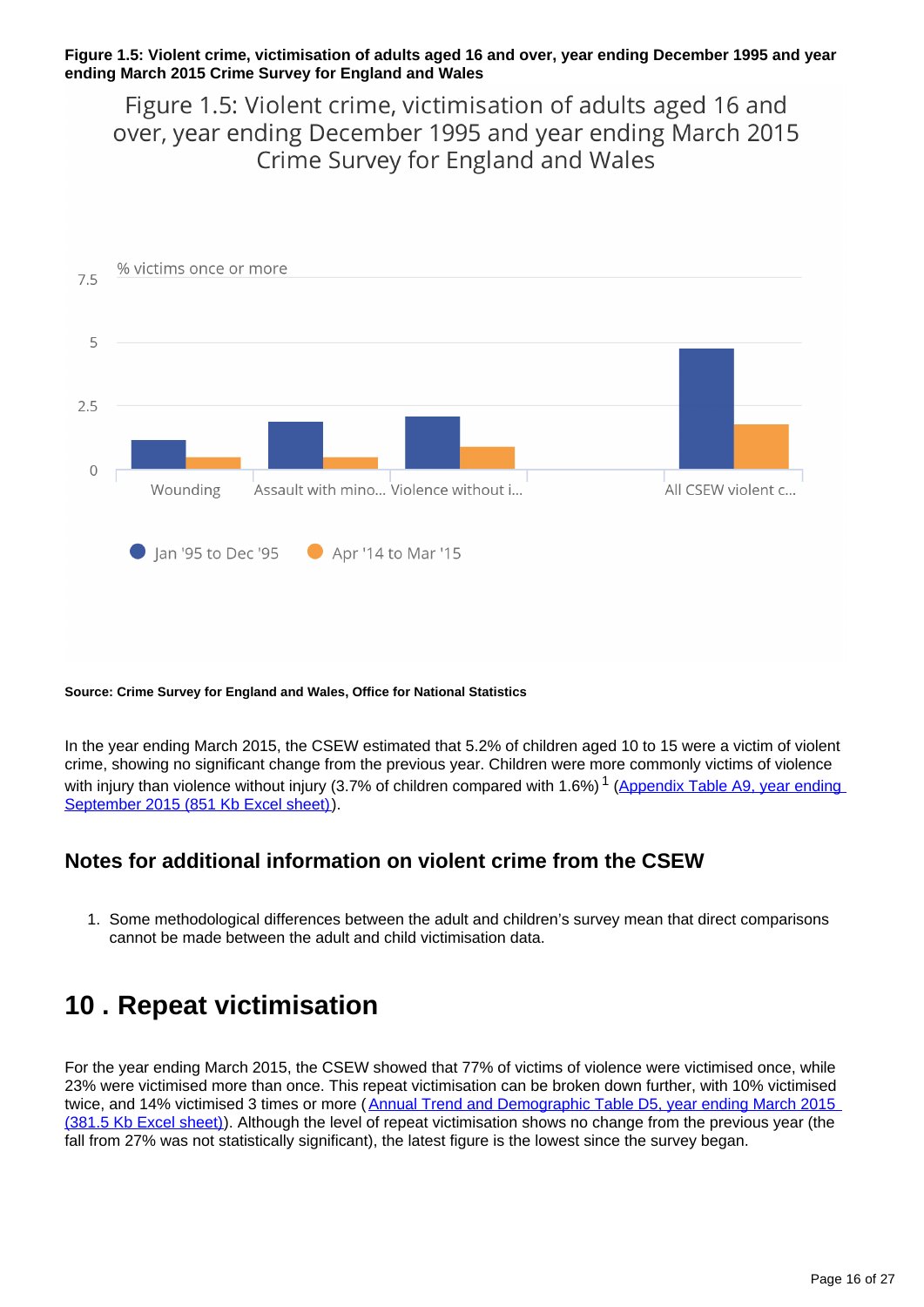**Figure 1.5: Violent crime, victimisation of adults aged 16 and over, year ending December 1995 and year ending March 2015 Crime Survey for England and Wales**

Figure 1.5: Violent crime, victimisation of adults aged 16 and over, year ending December 1995 and year ending March 2015 Crime Survey for England and Wales

% victims once or more

7.5

5

2.5

0

Wounding | Assault with mino... | Violence without i... | All CSEW violent c...

Jan '95 to Dec '95 | Apr '14 to Mar '15

**Source: Crime Survey for England and Wales, Office for National Statistics**

In the year ending March 2015, the CSEW estimated that 5.2% of children aged 10 to 15 were a victim of violent crime, showing no significant change from the previous year. Children were more commonly victims of violence with injury than violence without injury (3.7% of children compared with 1.6%) [1] (Appendix Table A9, year ending September 2015 (851 Kb Excel sheet)).

### Notes for additional information on violent crime from the CSEW

1. Some methodological differences between the adult and children's survey mean that direct comparisons cannot be made between the adult and child victimisation data.

## 10 . Repeat victimisation

For the year ending March 2015, the CSEW showed that 77% of victims of violence were victimised once, while 23% were victimised more than once. This repeat victimisation can be broken down further, with 10% victimised twice, and 14% victimised 3 times or more (Annual Trend and Demographic Table D5, year ending March 2015 (381.5 Kb Excel sheet)). Although the level of repeat victimisation shows no change from the previous year (the fall from 27% was not statistically significant), the latest figure is the lowest since the survey began.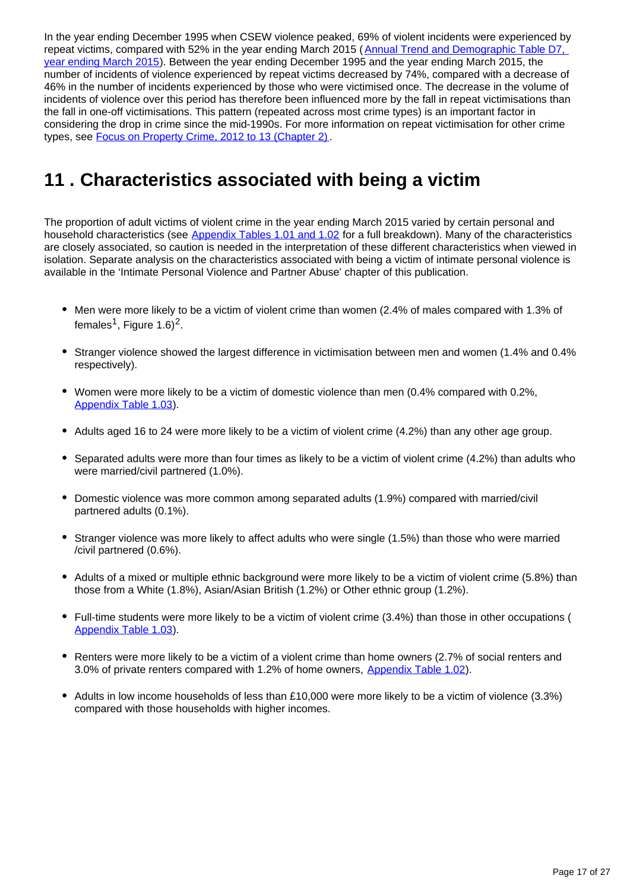In the year ending December 1995 when CSEW violence peaked, 69% of violent incidents were experienced by repeat victims, compared with 52% in the year ending March 2015 (Annual Trend and Demographic Table D7, year ending March 2015). Between the year ending December 1995 and the year ending March 2015, the number of incidents of violence experienced by repeat victims decreased by 74%, compared with a decrease of 46% in the number of incidents experienced by those who were victimised once. The decrease in the volume of incidents of violence over this period has therefore been influenced more by the fall in repeat victimisations than the fall in one-off victimisations. This pattern (repeated across most crime types) is an important factor in considering the drop in crime since the mid-1990s. For more information on repeat victimisation for other crime types, see Focus on Property Crime, 2012 to 13 (Chapter 2).

# 11 . Characteristics associated with being a victim

The proportion of adult victims of violent crime in the year ending March 2015 varied by certain personal and household characteristics (see Appendix Tables 1.01 and 1.02 for a full breakdown). Many of the characteristics are closely associated, so caution is needed in the interpretation of these different characteristics when viewed in isolation. Separate analysis on the characteristics associated with being a victim of intimate personal violence is available in the 'Intimate Personal Violence and Partner Abuse' chapter of this publication.

- Men were more likely to be a victim of violent crime than women (2.4% of males compared with 1.3% of females[1], Figure 1.6)[2].
- Stranger violence showed the largest difference in victimisation between men and women (1.4% and 0.4% respectively).
- Women were more likely to be a victim of domestic violence than men (0.4% compared with 0.2%, Appendix Table 1.03).
- Adults aged 16 to 24 were more likely to be a victim of violent crime (4.2%) than any other age group.
- Separated adults were more than four times as likely to be a victim of violent crime (4.2%) than adults who were married/civil partnered (1.0%).
- Domestic violence was more common among separated adults (1.9%) compared with married/civil partnered adults (0.1%).
- Stranger violence was more likely to affect adults who were single (1.5%) than those who were married /civil partnered (0.6%).
- Adults of a mixed or multiple ethnic background were more likely to be a victim of violent crime (5.8%) than those from a White (1.8%), Asian/Asian British (1.2%) or Other ethnic group (1.2%).
- Full-time students were more likely to be a victim of violent crime (3.4%) than those in other occupations ( Appendix Table 1.03).
- Renters were more likely to be a victim of a violent crime than home owners (2.7% of social renters and 3.0% of private renters compared with 1.2% of home owners, Appendix Table 1.02).
- Adults in low income households of less than £10,000 were more likely to be a victim of violence (3.3%) compared with those households with higher incomes.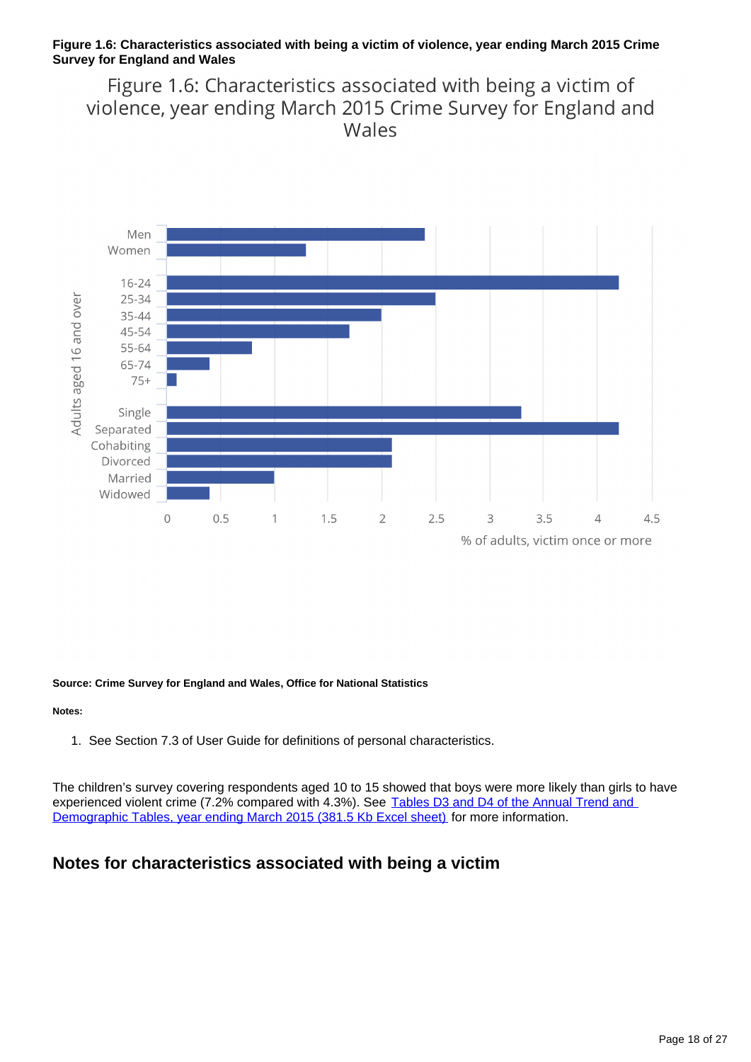**Figure 1.6: Characteristics associated with being a victim of violence, year ending March 2015 Crime Survey for England and Wales**

Figure 1.6: Characteristics associated with being a victim of violence, year ending March 2015 Crime Survey for England and Wales

| Adults aged 16 and over | % of adults, victim once or more |
|---|---|
| Men | 2.4 |
| Women | 1.3 |
| 16-24 | 4.2 |
| 25-34 | 2.5 |
| 35-44 | 2.0 |
| 45-54 | 1.7 |
| 55-64 | 0.8 |
| 65-74 | 0.4 |
| 75+ | 0.1 |
| Single | 3.3 |
| Separated | 4.2 |
| Cohabiting | 2.1 |
| Divorced | 2.1 |
| Married | 1.0 |
| Widowed | 0.4 |

**Source: Crime Survey for England and Wales, Office for National Statistics**

**Notes:**

1. See Section 7.3 of User Guide for definitions of personal characteristics.

The children's survey covering respondents aged 10 to 15 showed that boys were more likely than girls to have experienced violent crime (7.2% compared with 4.3%). See Tables D3 and D4 of the Annual Trend and Demographic Tables, year ending March 2015 (381.5 Kb Excel sheet) for more information.

## Notes for characteristics associated with being a victim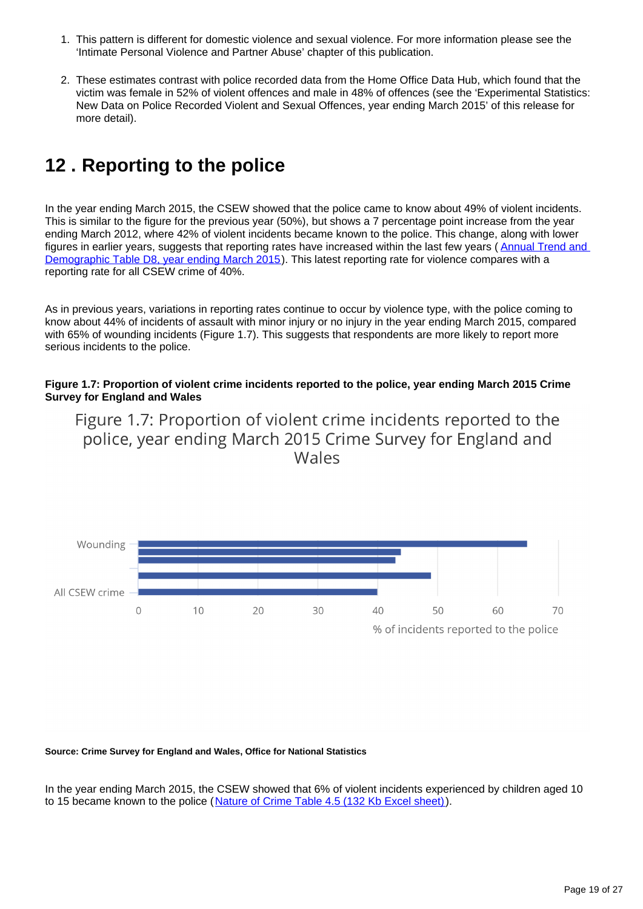1. This pattern is different for domestic violence and sexual violence. For more information please see the 'Intimate Personal Violence and Partner Abuse' chapter of this publication.

2. These estimates contrast with police recorded data from the Home Office Data Hub, which found that the victim was female in 52% of violent offences and male in 48% of offences (see the 'Experimental Statistics: New Data on Police Recorded Violent and Sexual Offences, year ending March 2015' of this release for more detail).

## 12 . Reporting to the police

In the year ending March 2015, the CSEW showed that the police came to know about 49% of violent incidents. This is similar to the figure for the previous year (50%), but shows a 7 percentage point increase from the year ending March 2012, where 42% of violent incidents became known to the police. This change, along with lower figures in earlier years, suggests that reporting rates have increased within the last few years ( Annual Trend and Demographic Table D8, year ending March 2015). This latest reporting rate for violence compares with a reporting rate for all CSEW crime of 40%.

As in previous years, variations in reporting rates continue to occur by violence type, with the police coming to know about 44% of incidents of assault with minor injury or no injury in the year ending March 2015, compared with 65% of wounding incidents (Figure 1.7). This suggests that respondents are more likely to report more serious incidents to the police.

**Figure 1.7: Proportion of violent crime incidents reported to the police, year ending March 2015 Crime Survey for England and Wales**

Figure 1.7: Proportion of violent crime incidents reported to the police, year ending March 2015 Crime Survey for England and Wales

| Category | % of incidents reported to the police |
|---|---|
| Wounding | 65 |
| | 44 |
| | 43 |
| | 49 |
| All CSEW crime | 40 |

**Source: Crime Survey for England and Wales, Office for National Statistics**

In the year ending March 2015, the CSEW showed that 6% of violent incidents experienced by children aged 10 to 15 became known to the police (Nature of Crime Table 4.5 (132 Kb Excel sheet)).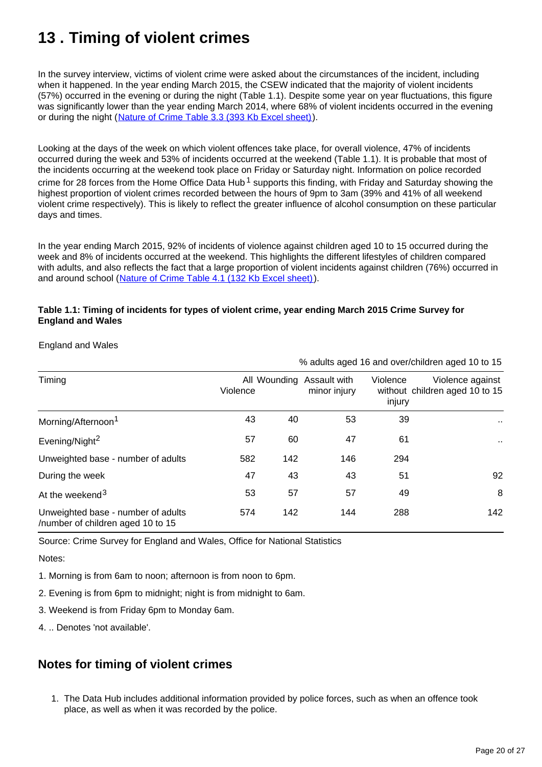# 13 . Timing of violent crimes

In the survey interview, victims of violent crime were asked about the circumstances of the incident, including when it happened. In the year ending March 2015, the CSEW indicated that the majority of violent incidents (57%) occurred in the evening or during the night (Table 1.1). Despite some year on year fluctuations, this figure was significantly lower than the year ending March 2014, where 68% of violent incidents occurred in the evening or during the night (Nature of Crime Table 3.3 (393 Kb Excel sheet)).

Looking at the days of the week on which violent offences take place, for overall violence, 47% of incidents occurred during the week and 53% of incidents occurred at the weekend (Table 1.1). It is probable that most of the incidents occurring at the weekend took place on Friday or Saturday night. Information on police recorded crime for 28 forces from the Home Office Data Hub[1] supports this finding, with Friday and Saturday showing the highest proportion of violent crimes recorded between the hours of 9pm to 3am (39% and 41% of all weekend violent crime respectively). This is likely to reflect the greater influence of alcohol consumption on these particular days and times.

In the year ending March 2015, 92% of incidents of violence against children aged 10 to 15 occurred during the week and 8% of incidents occurred at the weekend. This highlights the different lifestyles of children compared with adults, and also reflects the fact that a large proportion of violent incidents against children (76%) occurred in and around school (Nature of Crime Table 4.1 (132 Kb Excel sheet)).

**Table 1.1: Timing of incidents for types of violent crime, year ending March 2015 Crime Survey for England and Wales**

England and Wales

% adults aged 16 and over/children aged 10 to 15

| Timing | All Violence | Wounding | Assault with minor injury | Violence without injury | Violence against children aged 10 to 15 |
|---|---|---|---|---|---|
| Morning/Afternoon[1] | 43 | 40 | 53 | 39 | .. |
| Evening/Night[2] | 57 | 60 | 47 | 61 | .. |
| Unweighted base - number of adults | 582 | 142 | 146 | 294 | |
| During the week | 47 | 43 | 43 | 51 | 92 |
| At the weekend[3] | 53 | 57 | 57 | 49 | 8 |
| Unweighted base - number of adults /number of children aged 10 to 15 | 574 | 142 | 144 | 288 | 142 |

Source: Crime Survey for England and Wales, Office for National Statistics

Notes:

1. Morning is from 6am to noon; afternoon is from noon to 6pm.
2. Evening is from 6pm to midnight; night is from midnight to 6am.
3. Weekend is from Friday 6pm to Monday 6am.
4. .. Denotes 'not available'.

## Notes for timing of violent crimes

1. The Data Hub includes additional information provided by police forces, such as when an offence took place, as well as when it was recorded by the police.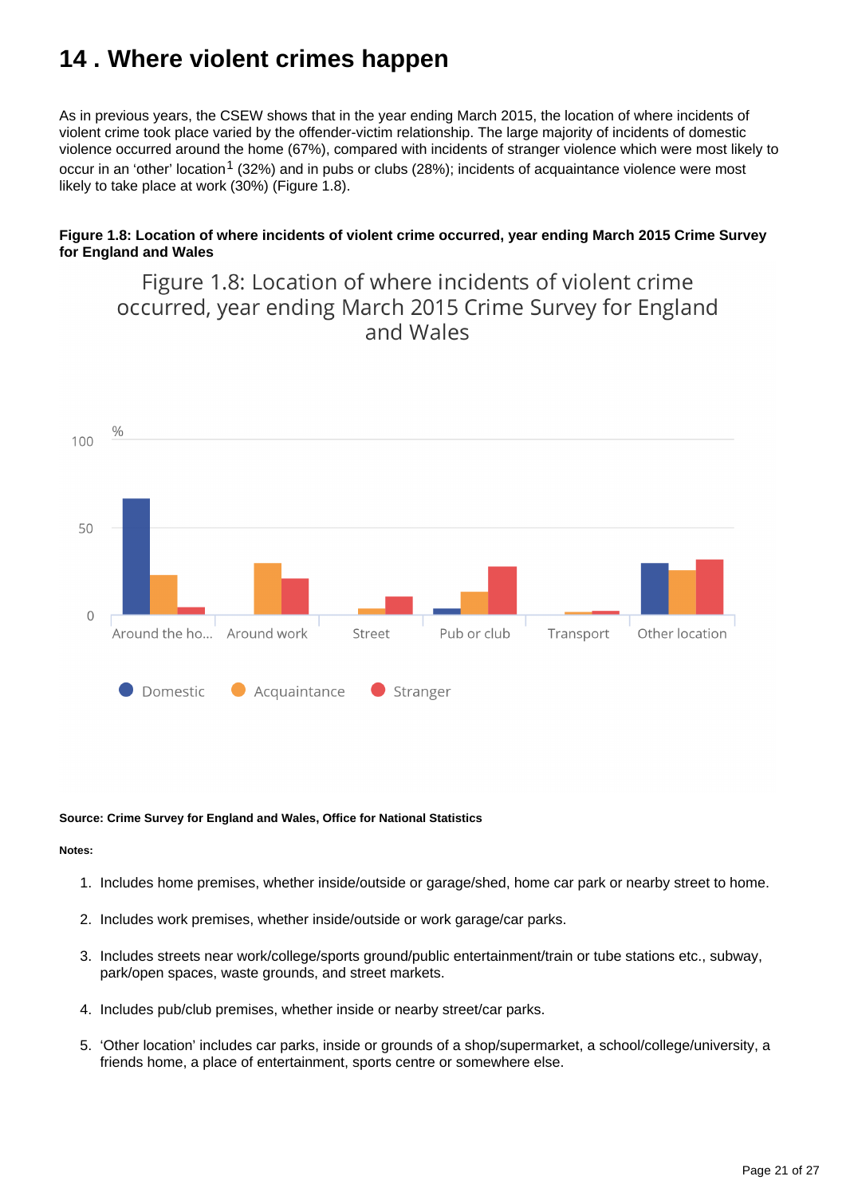# 14 . Where violent crimes happen

As in previous years, the CSEW shows that in the year ending March 2015, the location of where incidents of violent crime took place varied by the offender-victim relationship. The large majority of incidents of domestic violence occurred around the home (67%), compared with incidents of stranger violence which were most likely to occur in an 'other' location[1] (32%) and in pubs or clubs (28%); incidents of acquaintance violence were most likely to take place at work (30%) (Figure 1.8).

**Figure 1.8: Location of where incidents of violent crime occurred, year ending March 2015 Crime Survey for England and Wales**

Figure 1.8: Location of where incidents of violent crime occurred, year ending March 2015 Crime Survey for England and Wales

%

100

50

0

Around the ho... Around work Street Pub or club Transport Other location

Domestic Acquaintance Stranger

**Source: Crime Survey for England and Wales, Office for National Statistics**

**Notes:**

1. Includes home premises, whether inside/outside or garage/shed, home car park or nearby street to home.
2. Includes work premises, whether inside/outside or work garage/car parks.
3. Includes streets near work/college/sports ground/public entertainment/train or tube stations etc., subway, park/open spaces, waste grounds, and street markets.
4. Includes pub/club premises, whether inside or nearby street/car parks.
5. 'Other location' includes car parks, inside or grounds of a shop/supermarket, a school/college/university, a friends home, a place of entertainment, sports centre or somewhere else.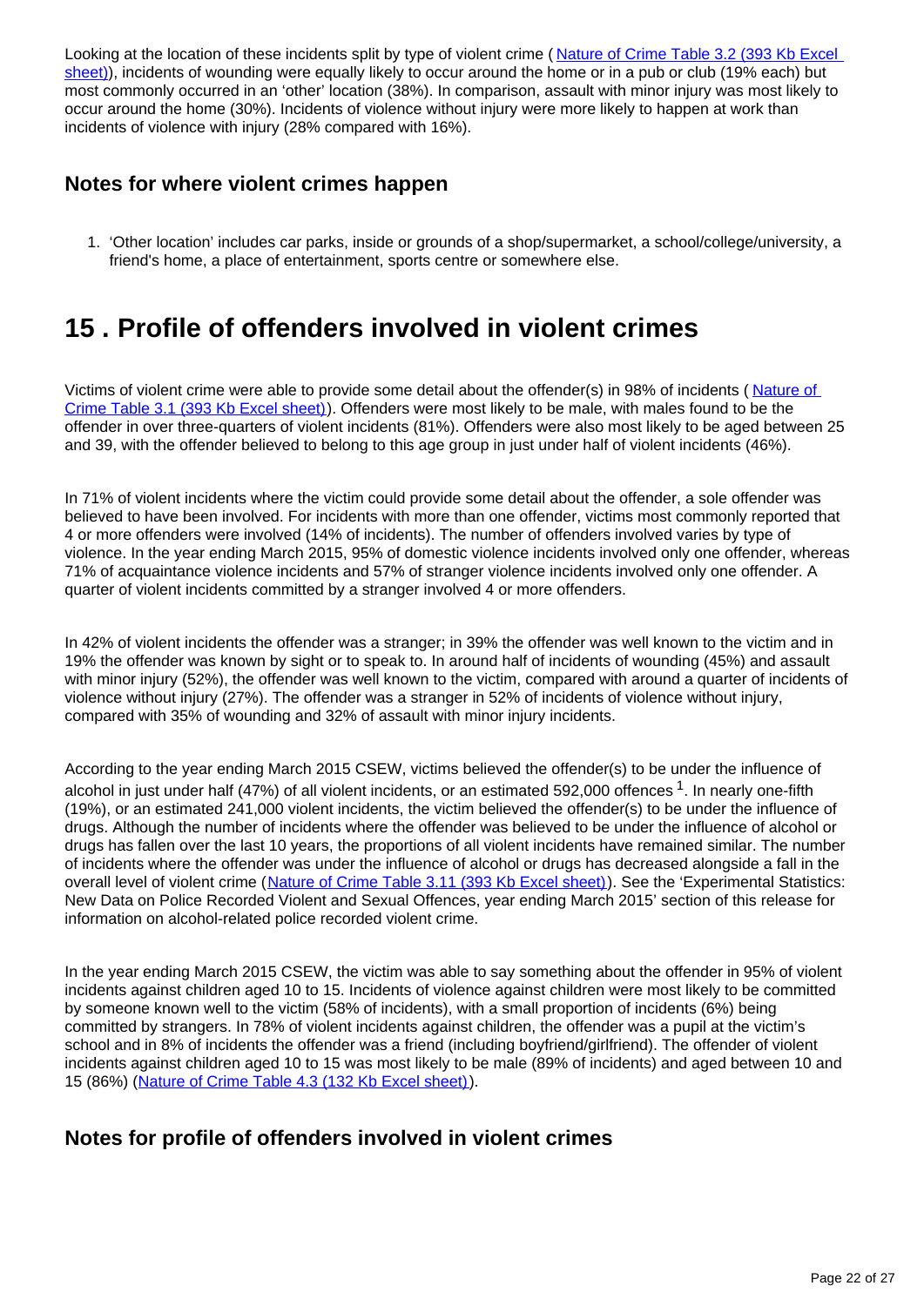Looking at the location of these incidents split by type of violent crime ( [Nature of Crime Table 3.2 (393 Kb Excel sheet)](#)), incidents of wounding were equally likely to occur around the home or in a pub or club (19% each) but most commonly occurred in an 'other' location (38%). In comparison, assault with minor injury was most likely to occur around the home (30%). Incidents of violence without injury were more likely to happen at work than incidents of violence with injury (28% compared with 16%).

### Notes for where violent crimes happen

1. 'Other location' includes car parks, inside or grounds of a shop/supermarket, a school/college/university, a friend's home, a place of entertainment, sports centre or somewhere else.

## 15 . Profile of offenders involved in violent crimes

Victims of violent crime were able to provide some detail about the offender(s) in 98% of incidents ( [Nature of Crime Table 3.1 (393 Kb Excel sheet)](#)). Offenders were most likely to be male, with males found to be the offender in over three-quarters of violent incidents (81%). Offenders were also most likely to be aged between 25 and 39, with the offender believed to belong to this age group in just under half of violent incidents (46%).

In 71% of violent incidents where the victim could provide some detail about the offender, a sole offender was believed to have been involved. For incidents with more than one offender, victims most commonly reported that 4 or more offenders were involved (14% of incidents). The number of offenders involved varies by type of violence. In the year ending March 2015, 95% of domestic violence incidents involved only one offender, whereas 71% of acquaintance violence incidents and 57% of stranger violence incidents involved only one offender. A quarter of violent incidents committed by a stranger involved 4 or more offenders.

In 42% of violent incidents the offender was a stranger; in 39% the offender was well known to the victim and in 19% the offender was known by sight or to speak to. In around half of incidents of wounding (45%) and assault with minor injury (52%), the offender was well known to the victim, compared with around a quarter of incidents of violence without injury (27%). The offender was a stranger in 52% of incidents of violence without injury, compared with 35% of wounding and 32% of assault with minor injury incidents.

According to the year ending March 2015 CSEW, victims believed the offender(s) to be under the influence of alcohol in just under half (47%) of all violent incidents, or an estimated 592,000 offences [1]. In nearly one-fifth (19%), or an estimated 241,000 violent incidents, the victim believed the offender(s) to be under the influence of drugs. Although the number of incidents where the offender was believed to be under the influence of alcohol or drugs has fallen over the last 10 years, the proportions of all violent incidents have remained similar. The number of incidents where the offender was under the influence of alcohol or drugs has decreased alongside a fall in the overall level of violent crime ([Nature of Crime Table 3.11 (393 Kb Excel sheet)](#)). See the 'Experimental Statistics: New Data on Police Recorded Violent and Sexual Offences, year ending March 2015' section of this release for information on alcohol-related police recorded violent crime.

In the year ending March 2015 CSEW, the victim was able to say something about the offender in 95% of violent incidents against children aged 10 to 15. Incidents of violence against children were most likely to be committed by someone known well to the victim (58% of incidents), with a small proportion of incidents (6%) being committed by strangers. In 78% of violent incidents against children, the offender was a pupil at the victim's school and in 8% of incidents the offender was a friend (including boyfriend/girlfriend). The offender of violent incidents against children aged 10 to 15 was most likely to be male (89% of incidents) and aged between 10 and 15 (86%) ([Nature of Crime Table 4.3 (132 Kb Excel sheet)](#)).

### Notes for profile of offenders involved in violent crimes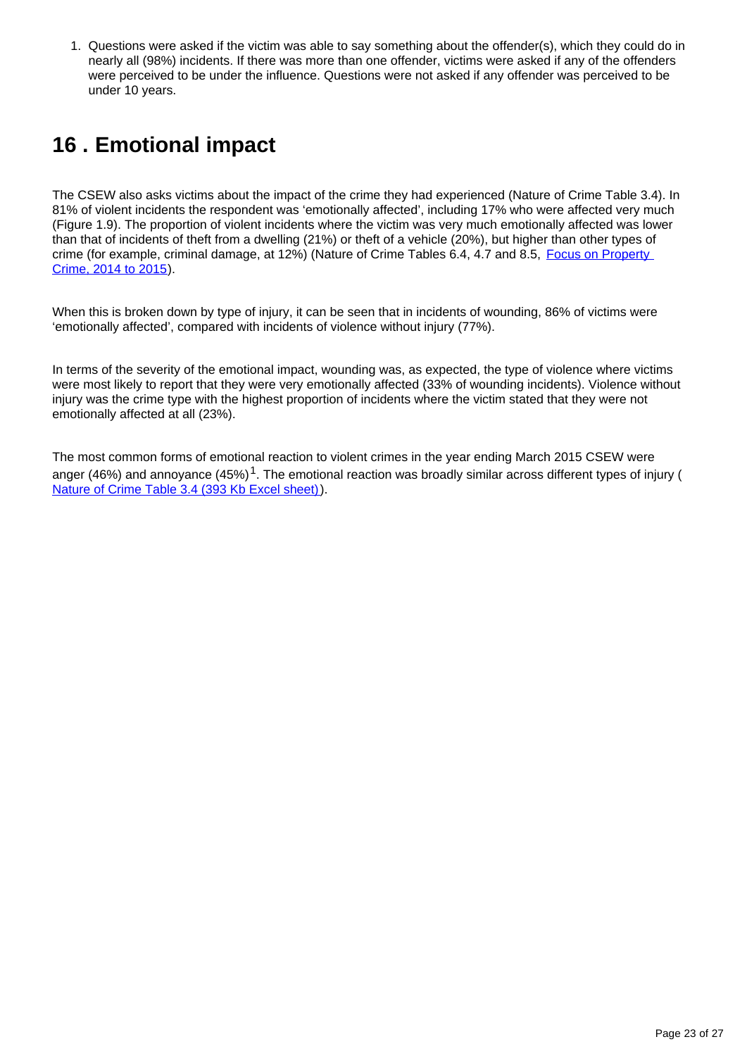1. Questions were asked if the victim was able to say something about the offender(s), which they could do in nearly all (98%) incidents. If there was more than one offender, victims were asked if any of the offenders were perceived to be under the influence. Questions were not asked if any offender was perceived to be under 10 years.

## 16 . Emotional impact

The CSEW also asks victims about the impact of the crime they had experienced (Nature of Crime Table 3.4). In 81% of violent incidents the respondent was 'emotionally affected', including 17% who were affected very much (Figure 1.9). The proportion of violent incidents where the victim was very much emotionally affected was lower than that of incidents of theft from a dwelling (21%) or theft of a vehicle (20%), but higher than other types of crime (for example, criminal damage, at 12%) (Nature of Crime Tables 6.4, 4.7 and 8.5, [Focus on Property Crime, 2014 to 2015]).

When this is broken down by type of injury, it can be seen that in incidents of wounding, 86% of victims were 'emotionally affected', compared with incidents of violence without injury (77%).

In terms of the severity of the emotional impact, wounding was, as expected, the type of violence where victims were most likely to report that they were very emotionally affected (33% of wounding incidents). Violence without injury was the crime type with the highest proportion of incidents where the victim stated that they were not emotionally affected at all (23%).

The most common forms of emotional reaction to violent crimes in the year ending March 2015 CSEW were anger (46%) and annoyance (45%)[1]. The emotional reaction was broadly similar across different types of injury ([Nature of Crime Table 3.4 (393 Kb Excel sheet)]).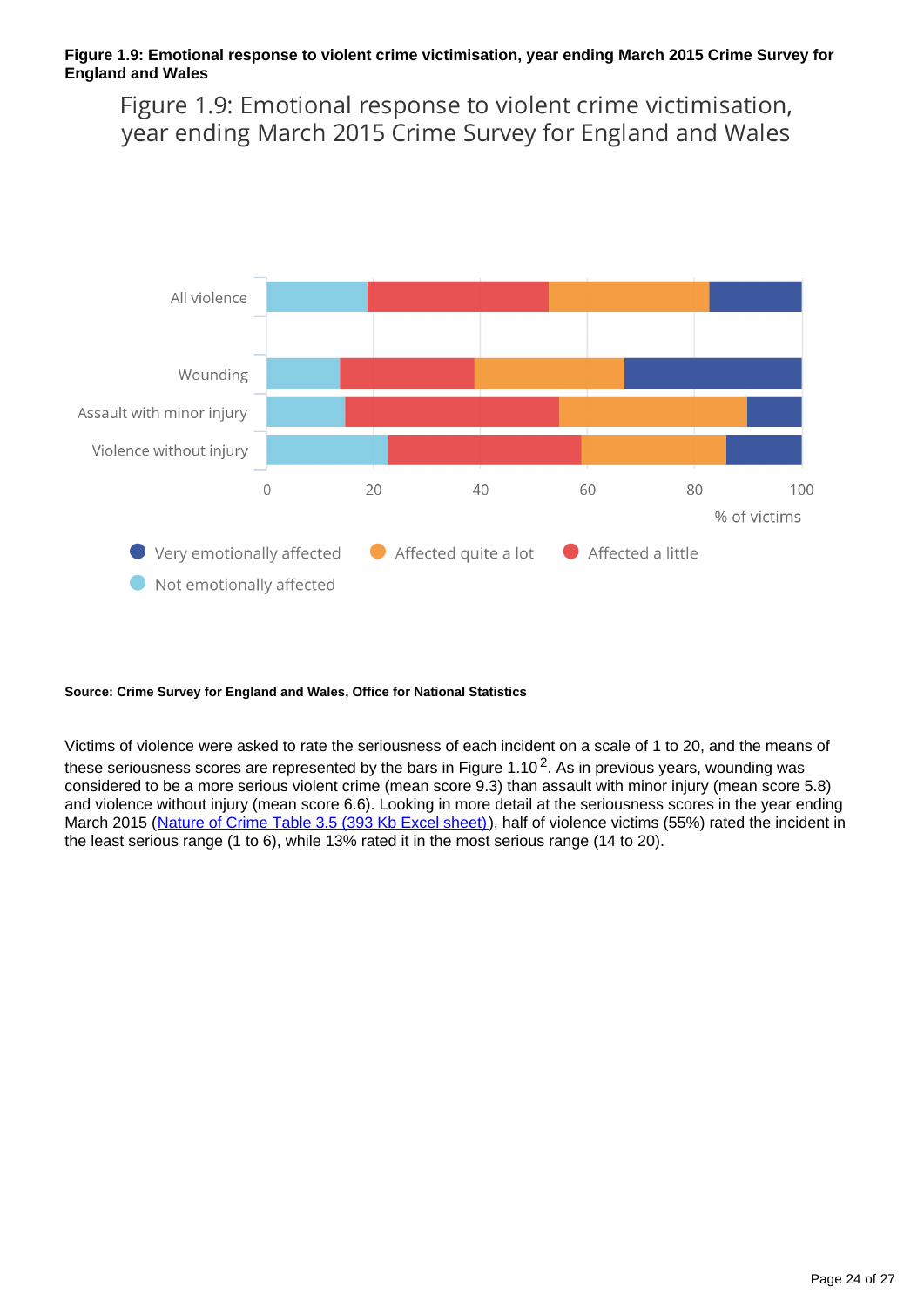**Figure 1.9: Emotional response to violent crime victimisation, year ending March 2015 Crime Survey for England and Wales**

Figure 1.9: Emotional response to violent crime victimisation, year ending March 2015 Crime Survey for England and Wales

**Source: Crime Survey for England and Wales, Office for National Statistics**

Victims of violence were asked to rate the seriousness of each incident on a scale of 1 to 20, and the means of these seriousness scores are represented by the bars in Figure 1.10[2]. As in previous years, wounding was considered to be a more serious violent crime (mean score 9.3) than assault with minor injury (mean score 5.8) and violence without injury (mean score 6.6). Looking in more detail at the seriousness scores in the year ending March 2015 (Nature of Crime Table 3.5 (393 Kb Excel sheet)), half of violence victims (55%) rated the incident in the least serious range (1 to 6), while 13% rated it in the most serious range (14 to 20).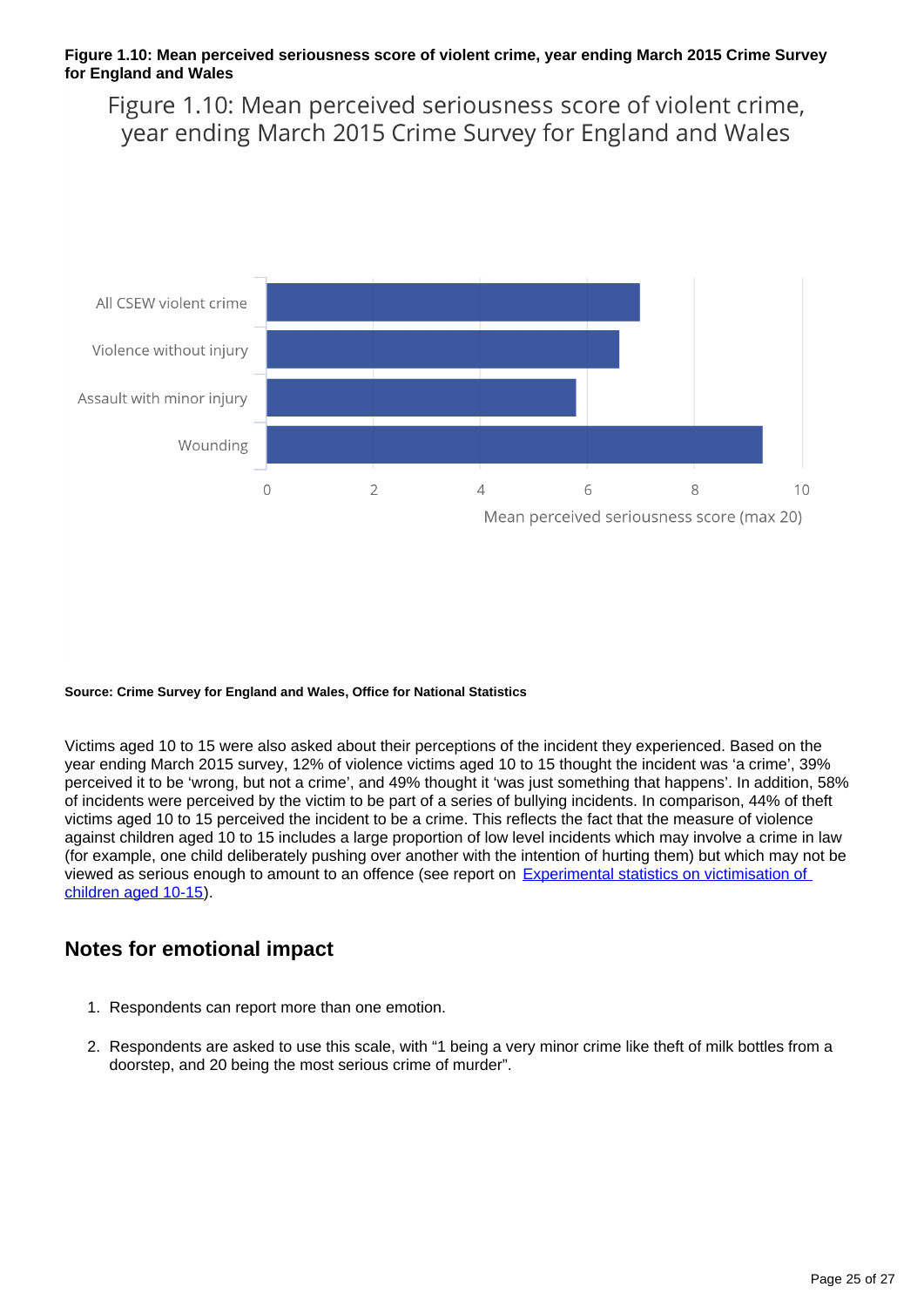**Figure 1.10: Mean perceived seriousness score of violent crime, year ending March 2015 Crime Survey for England and Wales**

**Source: Crime Survey for England and Wales, Office for National Statistics**

Victims aged 10 to 15 were also asked about their perceptions of the incident they experienced. Based on the year ending March 2015 survey, 12% of violence victims aged 10 to 15 thought the incident was 'a crime', 39% perceived it to be 'wrong, but not a crime', and 49% thought it 'was just something that happens'. In addition, 58% of incidents were perceived by the victim to be part of a series of bullying incidents. In comparison, 44% of theft victims aged 10 to 15 perceived the incident to be a crime. This reflects the fact that the measure of violence against children aged 10 to 15 includes a large proportion of low level incidents which may involve a crime in law (for example, one child deliberately pushing over another with the intention of hurting them) but which may not be viewed as serious enough to amount to an offence (see report on [Experimental statistics on victimisation of children aged 10-15](#)).

## Notes for emotional impact

1. Respondents can report more than one emotion.
2. Respondents are asked to use this scale, with "1 being a very minor crime like theft of milk bottles from a doorstep, and 20 being the most serious crime of murder".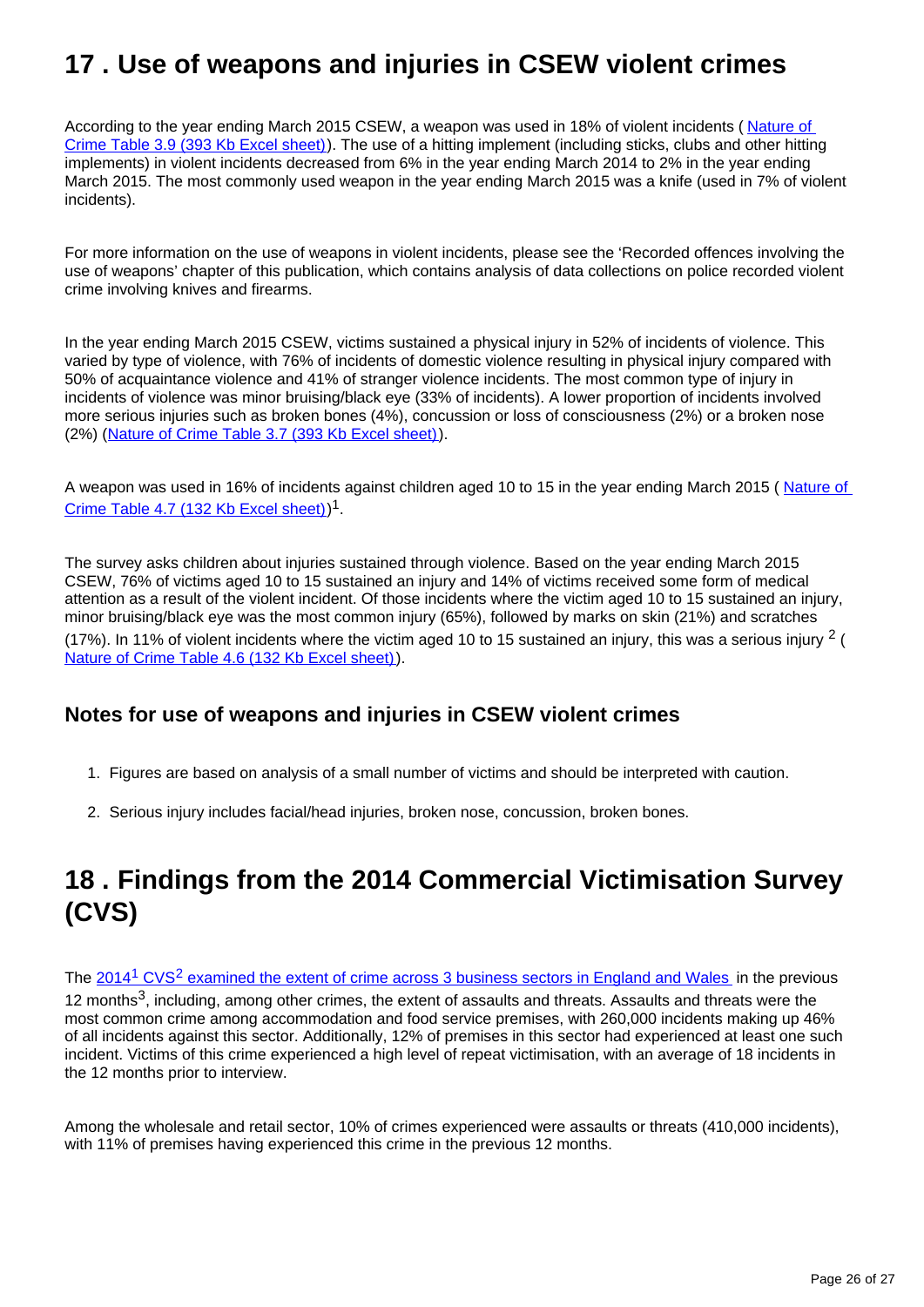## 17 . Use of weapons and injuries in CSEW violent crimes

According to the year ending March 2015 CSEW, a weapon was used in 18% of violent incidents ( Nature of Crime Table 3.9 (393 Kb Excel sheet)). The use of a hitting implement (including sticks, clubs and other hitting implements) in violent incidents decreased from 6% in the year ending March 2014 to 2% in the year ending March 2015. The most commonly used weapon in the year ending March 2015 was a knife (used in 7% of violent incidents).

For more information on the use of weapons in violent incidents, please see the 'Recorded offences involving the use of weapons' chapter of this publication, which contains analysis of data collections on police recorded violent crime involving knives and firearms.

In the year ending March 2015 CSEW, victims sustained a physical injury in 52% of incidents of violence. This varied by type of violence, with 76% of incidents of domestic violence resulting in physical injury compared with 50% of acquaintance violence and 41% of stranger violence incidents. The most common type of injury in incidents of violence was minor bruising/black eye (33% of incidents). A lower proportion of incidents involved more serious injuries such as broken bones (4%), concussion or loss of consciousness (2%) or a broken nose (2%) (Nature of Crime Table 3.7 (393 Kb Excel sheet)).

A weapon was used in 16% of incidents against children aged 10 to 15 in the year ending March 2015 ( Nature of Crime Table 4.7 (132 Kb Excel sheet))[1].

The survey asks children about injuries sustained through violence. Based on the year ending March 2015 CSEW, 76% of victims aged 10 to 15 sustained an injury and 14% of victims received some form of medical attention as a result of the violent incident. Of those incidents where the victim aged 10 to 15 sustained an injury, minor bruising/black eye was the most common injury (65%), followed by marks on skin (21%) and scratches (17%). In 11% of violent incidents where the victim aged 10 to 15 sustained an injury, this was a serious injury [2] ( Nature of Crime Table 4.6 (132 Kb Excel sheet)).

### Notes for use of weapons and injuries in CSEW violent crimes

1. Figures are based on analysis of a small number of victims and should be interpreted with caution.
2. Serious injury includes facial/head injuries, broken nose, concussion, broken bones.

## 18 . Findings from the 2014 Commercial Victimisation Survey (CVS)

The 2014[1] CVS[2] examined the extent of crime across 3 business sectors in England and Wales in the previous 12 months[3], including, among other crimes, the extent of assaults and threats. Assaults and threats were the most common crime among accommodation and food service premises, with 260,000 incidents making up 46% of all incidents against this sector. Additionally, 12% of premises in this sector had experienced at least one such incident. Victims of this crime experienced a high level of repeat victimisation, with an average of 18 incidents in the 12 months prior to interview.

Among the wholesale and retail sector, 10% of crimes experienced were assaults or threats (410,000 incidents), with 11% of premises having experienced this crime in the previous 12 months.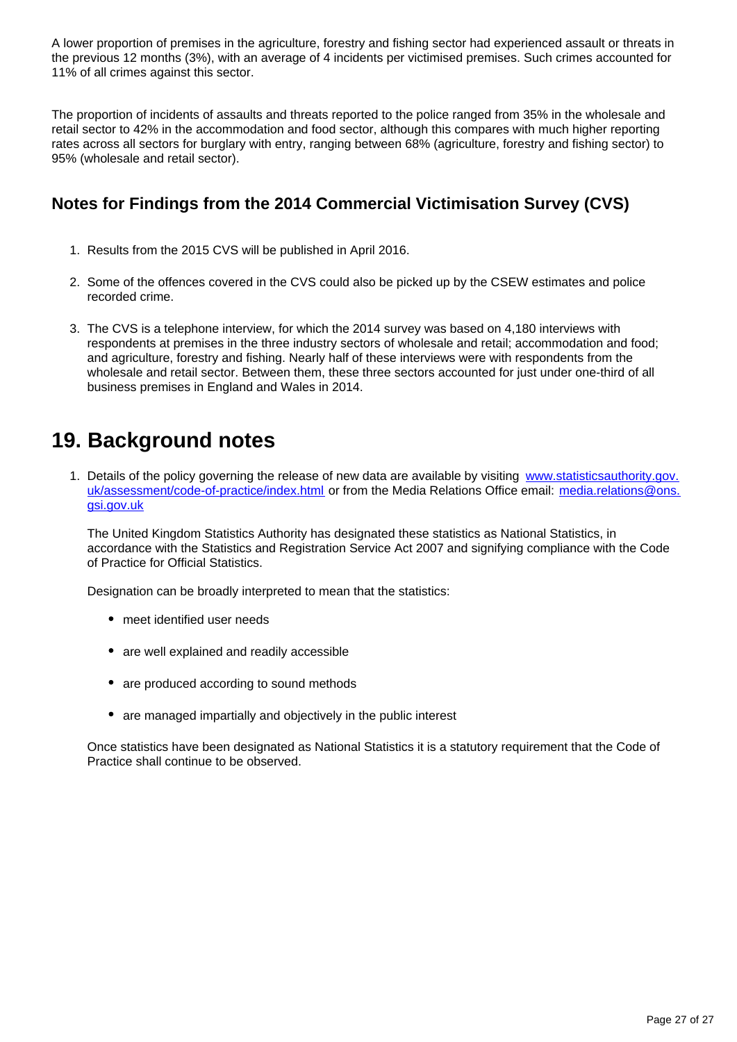A lower proportion of premises in the agriculture, forestry and fishing sector had experienced assault or threats in the previous 12 months (3%), with an average of 4 incidents per victimised premises. Such crimes accounted for 11% of all crimes against this sector.

The proportion of incidents of assaults and threats reported to the police ranged from 35% in the wholesale and retail sector to 42% in the accommodation and food sector, although this compares with much higher reporting rates across all sectors for burglary with entry, ranging between 68% (agriculture, forestry and fishing sector) to 95% (wholesale and retail sector).

### Notes for Findings from the 2014 Commercial Victimisation Survey (CVS)

1. Results from the 2015 CVS will be published in April 2016.

2. Some of the offences covered in the CVS could also be picked up by the CSEW estimates and police recorded crime.

3. The CVS is a telephone interview, for which the 2014 survey was based on 4,180 interviews with respondents at premises in the three industry sectors of wholesale and retail; accommodation and food; and agriculture, forestry and fishing. Nearly half of these interviews were with respondents from the wholesale and retail sector. Between them, these three sectors accounted for just under one-third of all business premises in England and Wales in 2014.

## 19. Background notes

1. Details of the policy governing the release of new data are available by visiting [www.statisticsauthority.gov.uk/assessment/code-of-practice/index.html](www.statisticsauthority.gov.uk/assessment/code-of-practice/index.html) or from the Media Relations Office email: [media.relations@ons.gsi.gov.uk](mailto:media.relations@ons.gsi.gov.uk)

   The United Kingdom Statistics Authority has designated these statistics as National Statistics, in accordance with the Statistics and Registration Service Act 2007 and signifying compliance with the Code of Practice for Official Statistics.

   Designation can be broadly interpreted to mean that the statistics:

   - meet identified user needs
   - are well explained and readily accessible
   - are produced according to sound methods
   - are managed impartially and objectively in the public interest

   Once statistics have been designated as National Statistics it is a statutory requirement that the Code of Practice shall continue to be observed.